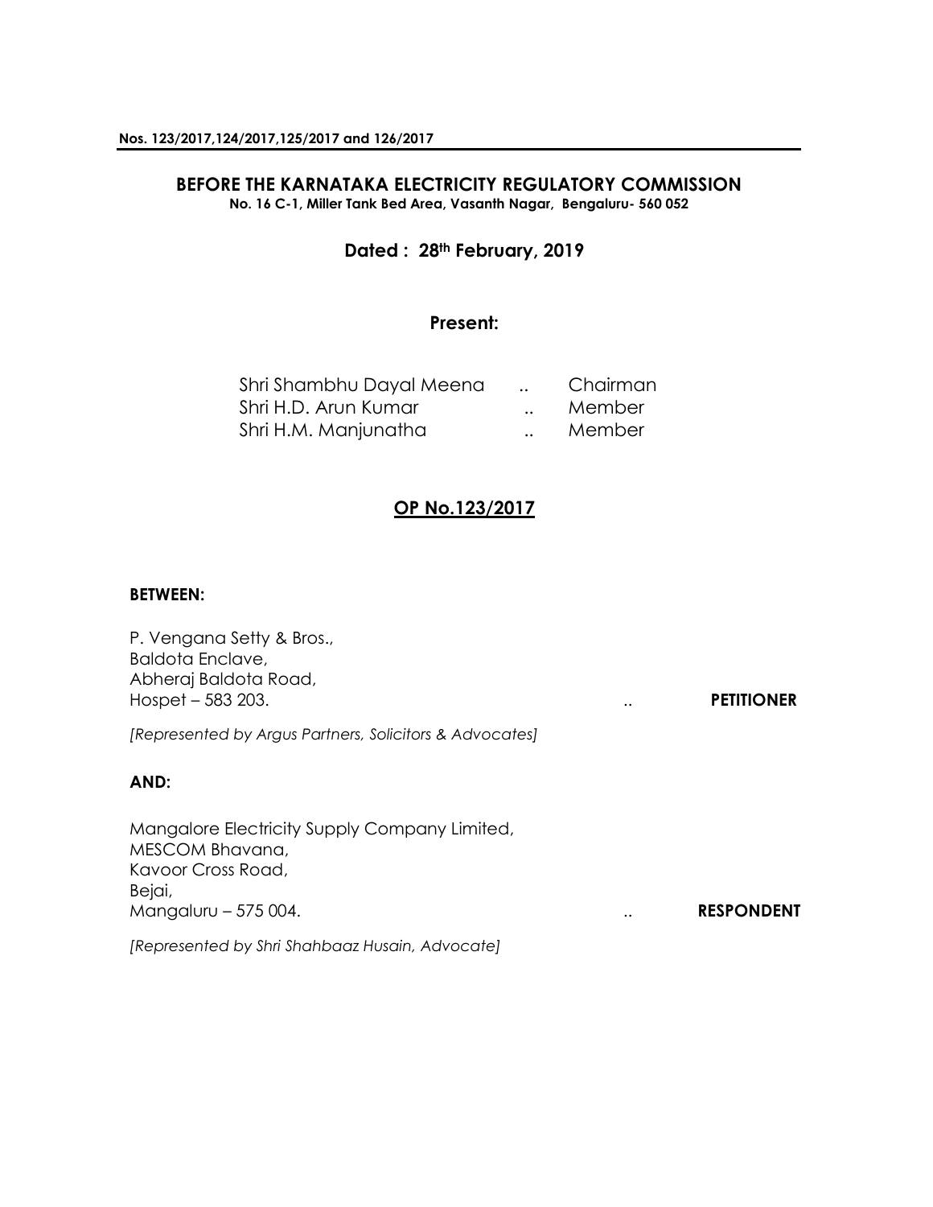**Nos. 123/2017,124/2017,125/2017 and 126/2017**

## BEFORE THE KARNATAKA ELECTRICITY REGULATORY COMMISSION

**No. 16 C-1, Miller Tank Bed Area, Vasanth Nagar, Bengaluru- 560 052**

**Dated : 28th February, 2019**

**Present:**

| | | |
|---|---|---|
| Shri Shambhu Dayal Meena | .. | Chairman |
| Shri H.D. Arun Kumar | .. | Member |
| Shri H.M. Manjunatha | .. | Member |

## OP No.123/2017

**BETWEEN:**

P. Vengana Setty & Bros.,
Baldota Enclave,
Abheraj Baldota Road,
Hospet – 583 203. .. **PETITIONER**

*[Represented by Argus Partners, Solicitors & Advocates]*

**AND:**

Mangalore Electricity Supply Company Limited,
MESCOM Bhavana,
Kavoor Cross Road,
Bejai,
Mangaluru – 575 004. .. **RESPONDENT**

*[Represented by Shri Shahbaaz Husain, Advocate]*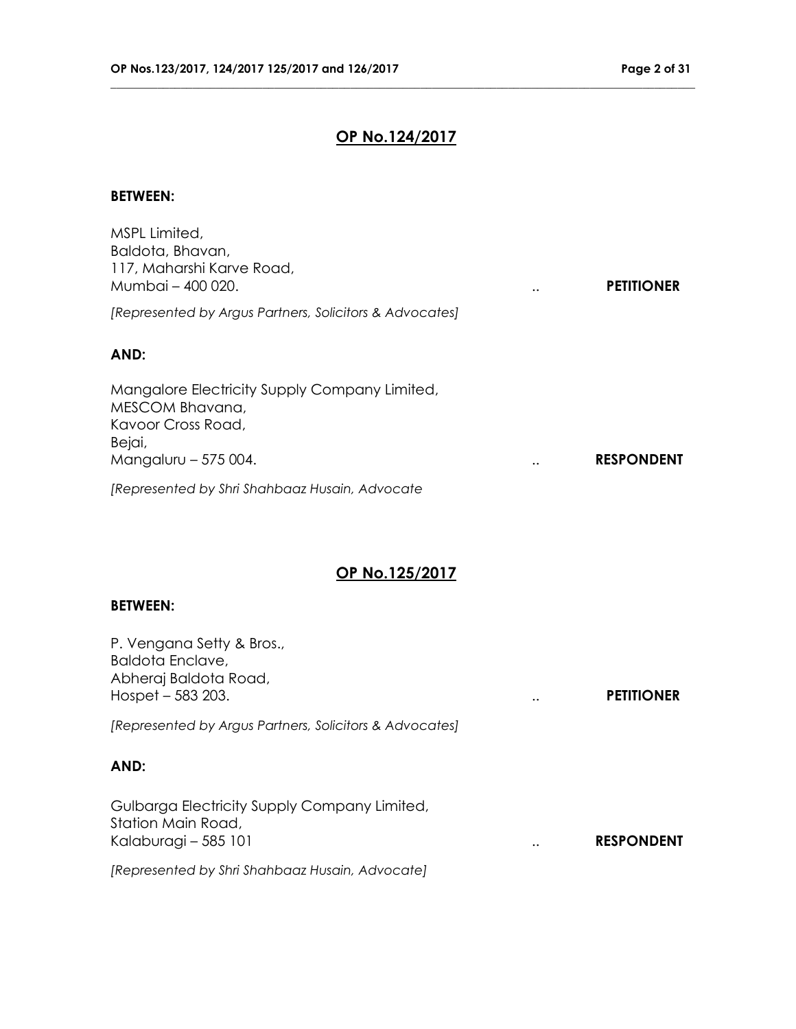## OP No.124/2017

**BETWEEN:**

MSPL Limited,
Baldota, Bhavan,
117, Maharshi Karve Road,
Mumbai – 400 020. .. **PETITIONER**

*[Represented by Argus Partners, Solicitors & Advocates]*

**AND:**

Mangalore Electricity Supply Company Limited,
MESCOM Bhavana,
Kavoor Cross Road,
Bejai,
Mangaluru – 575 004. .. **RESPONDENT**

*[Represented by Shri Shahbaaz Husain, Advocate*

## OP No.125/2017

**BETWEEN:**

P. Vengana Setty & Bros.,
Baldota Enclave,
Abheraj Baldota Road,
Hospet – 583 203. .. **PETITIONER**

*[Represented by Argus Partners, Solicitors & Advocates]*

**AND:**

Gulbarga Electricity Supply Company Limited,
Station Main Road,
Kalaburagi – 585 101 .. **RESPONDENT**

*[Represented by Shri Shahbaaz Husain, Advocate]*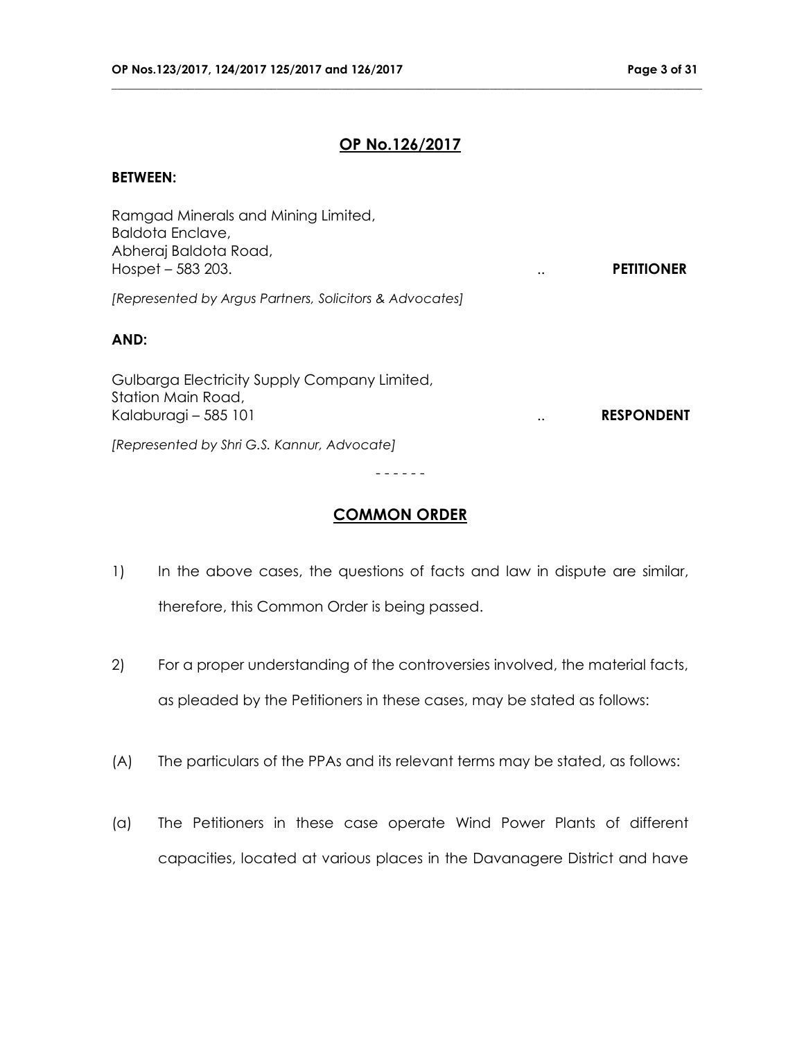## OP No.126/2017

**BETWEEN:**

Ramgad Minerals and Mining Limited,
Baldota Enclave,
Abheraj Baldota Road,
Hospet – 583 203. .. **PETITIONER**

*[Represented by Argus Partners, Solicitors & Advocates]*

**AND:**

Gulbarga Electricity Supply Company Limited,
Station Main Road,
Kalaburagi – 585 101 .. **RESPONDENT**

*[Represented by Shri G.S. Kannur, Advocate]*

\- - - - - -

## COMMON ORDER

1) In the above cases, the questions of facts and law in dispute are similar, therefore, this Common Order is being passed.

2) For a proper understanding of the controversies involved, the material facts, as pleaded by the Petitioners in these cases, may be stated as follows:

(A) The particulars of the PPAs and its relevant terms may be stated, as follows:

(a) The Petitioners in these case operate Wind Power Plants of different capacities, located at various places in the Davanagere District and have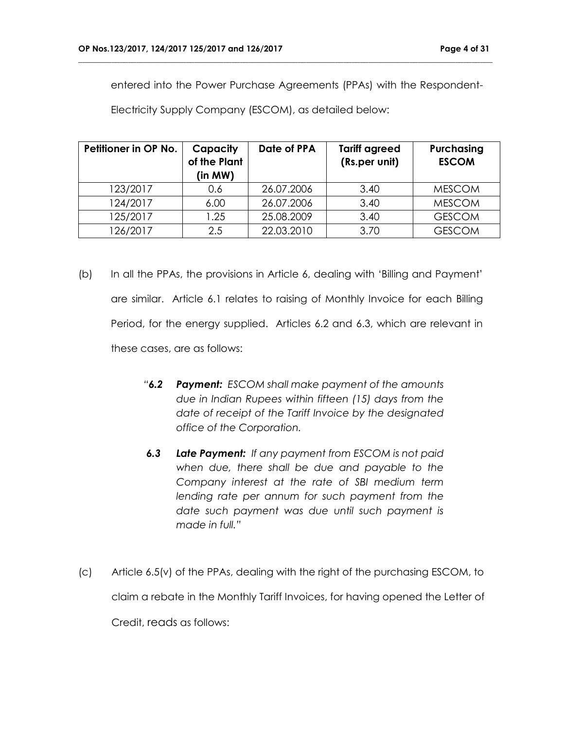entered into the Power Purchase Agreements (PPAs) with the Respondent-Electricity Supply Company (ESCOM), as detailed below:

| Petitioner in OP No. | Capacity of the Plant (in MW) | Date of PPA | Tariff agreed (Rs.per unit) | Purchasing ESCOM |
|---|---|---|---|---|
| 123/2017 | 0.6 | 26.07.2006 | 3.40 | MESCOM |
| 124/2017 | 6.00 | 26.07.2006 | 3.40 | MESCOM |
| 125/2017 | 1.25 | 25.08.2009 | 3.40 | GESCOM |
| 126/2017 | 2.5 | 22.03.2010 | 3.70 | GESCOM |

(b) In all the PPAs, the provisions in Article 6, dealing with 'Billing and Payment' are similar. Article 6.1 relates to raising of Monthly Invoice for each Billing Period, for the energy supplied. Articles 6.2 and 6.3, which are relevant in these cases, are as follows:

> "***6.2 Payment:*** *ESCOM shall make payment of the amounts due in Indian Rupees within fifteen (15) days from the date of receipt of the Tariff Invoice by the designated office of the Corporation.*
>
> ***6.3 Late Payment:*** *If any payment from ESCOM is not paid when due, there shall be due and payable to the Company interest at the rate of SBI medium term lending rate per annum for such payment from the date such payment was due until such payment is made in full."*

(c) Article 6.5(v) of the PPAs, dealing with the right of the purchasing ESCOM, to claim a rebate in the Monthly Tariff Invoices, for having opened the Letter of Credit, reads as follows: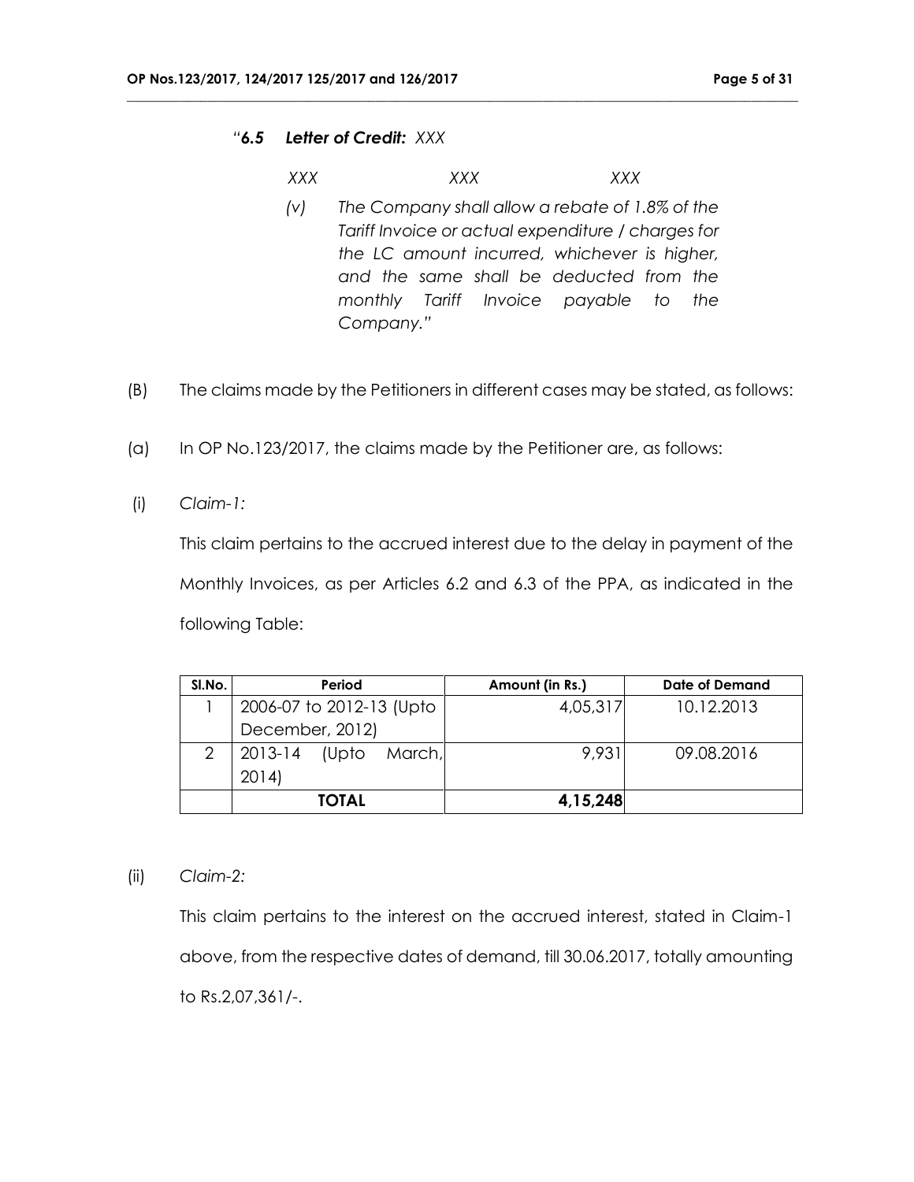"***6.5 Letter of Credit:*** *XXX*

*XXX XXX XXX*

*(v) The Company shall allow a rebate of 1.8% of the Tariff Invoice or actual expenditure / charges for the LC amount incurred, whichever is higher, and the same shall be deducted from the monthly Tariff Invoice payable to the Company."*

(B) The claims made by the Petitioners in different cases may be stated, as follows:

(a) In OP No.123/2017, the claims made by the Petitioner are, as follows:

(i) *Claim-1:*

This claim pertains to the accrued interest due to the delay in payment of the Monthly Invoices, as per Articles 6.2 and 6.3 of the PPA, as indicated in the following Table:

| Sl.No. | Period | Amount (in Rs.) | Date of Demand |
|---|---|---|---|
| 1 | 2006-07 to 2012-13 (Upto December, 2012) | 4,05,317 | 10.12.2013 |
| 2 | 2013-14 (Upto March, 2014) | 9,931 | 09.08.2016 |
| | **TOTAL** | **4,15,248** | |

(ii) *Claim-2:*

This claim pertains to the interest on the accrued interest, stated in Claim-1 above, from the respective dates of demand, till 30.06.2017, totally amounting to Rs.2,07,361/-.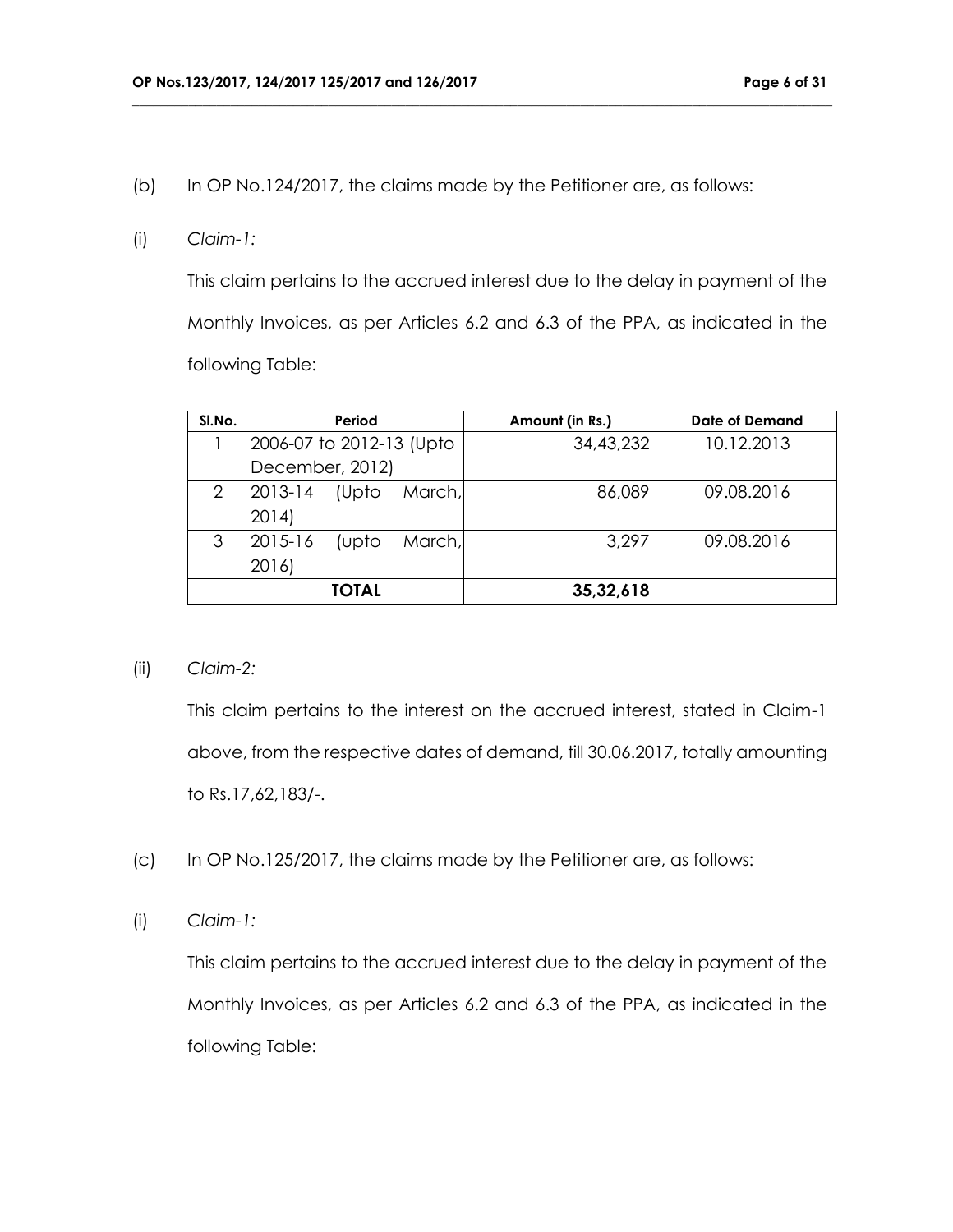(b) In OP No.124/2017, the claims made by the Petitioner are, as follows:

(i) *Claim-1:*

This claim pertains to the accrued interest due to the delay in payment of the Monthly Invoices, as per Articles 6.2 and 6.3 of the PPA, as indicated in the following Table:

| Sl.No. | Period | Amount (in Rs.) | Date of Demand |
|---|---|---|---|
| 1 | 2006-07 to 2012-13 (Upto December, 2012) | 34,43,232 | 10.12.2013 |
| 2 | 2013-14 (Upto March, 2014) | 86,089 | 09.08.2016 |
| 3 | 2015-16 (upto March, 2016) | 3,297 | 09.08.2016 |
| | **TOTAL** | **35,32,618** | |

(ii) *Claim-2:*

This claim pertains to the interest on the accrued interest, stated in Claim-1 above, from the respective dates of demand, till 30.06.2017, totally amounting to Rs.17,62,183/-.

(c) In OP No.125/2017, the claims made by the Petitioner are, as follows:

(i) *Claim-1:*

This claim pertains to the accrued interest due to the delay in payment of the Monthly Invoices, as per Articles 6.2 and 6.3 of the PPA, as indicated in the following Table: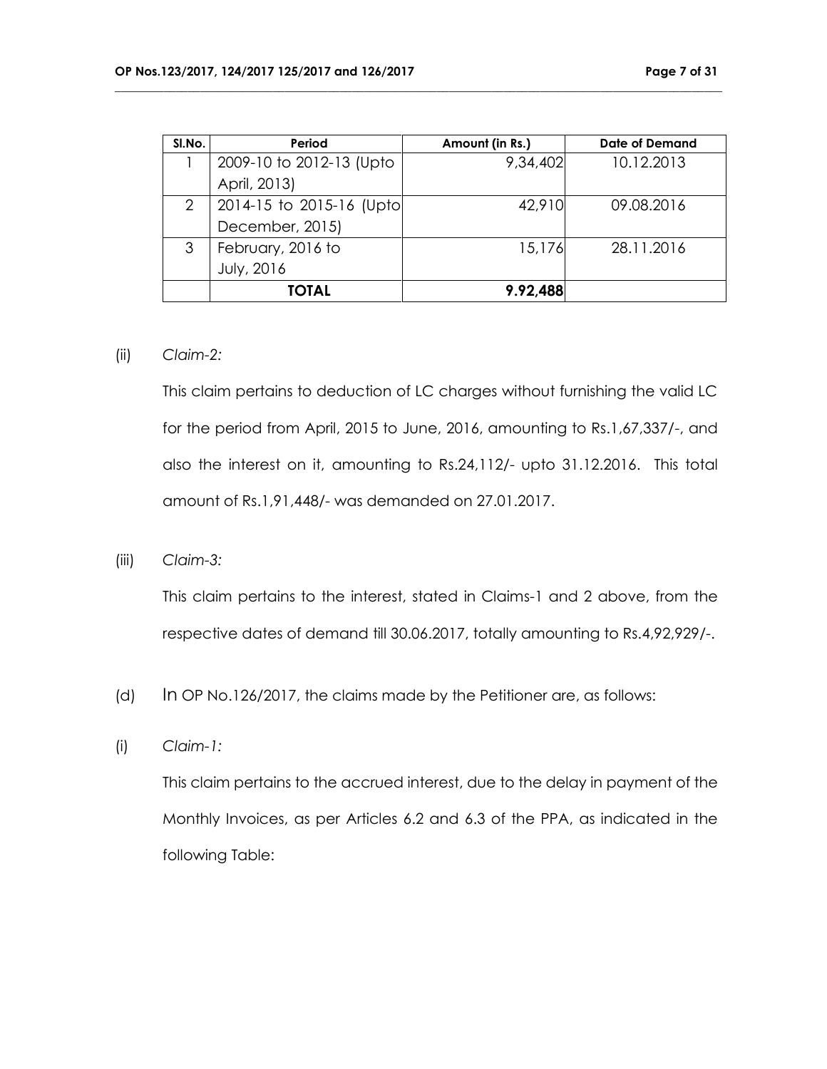| Sl.No. | Period | Amount (in Rs.) | Date of Demand |
|---|---|---|---|
| 1 | 2009-10 to 2012-13 (Upto April, 2013) | 9,34,402 | 10.12.2013 |
| 2 | 2014-15 to 2015-16 (Upto December, 2015) | 42,910 | 09.08.2016 |
| 3 | February, 2016 to July, 2016 | 15,176 | 28.11.2016 |
| | **TOTAL** | **9.92,488** | |

(ii) *Claim-2:*

This claim pertains to deduction of LC charges without furnishing the valid LC for the period from April, 2015 to June, 2016, amounting to Rs.1,67,337/-, and also the interest on it, amounting to Rs.24,112/- upto 31.12.2016. This total amount of Rs.1,91,448/- was demanded on 27.01.2017.

(iii) *Claim-3:*

This claim pertains to the interest, stated in Claims-1 and 2 above, from the respective dates of demand till 30.06.2017, totally amounting to Rs.4,92,929/-.

(d) In OP No.126/2017, the claims made by the Petitioner are, as follows:

(i) *Claim-1:*

This claim pertains to the accrued interest, due to the delay in payment of the Monthly Invoices, as per Articles 6.2 and 6.3 of the PPA, as indicated in the following Table: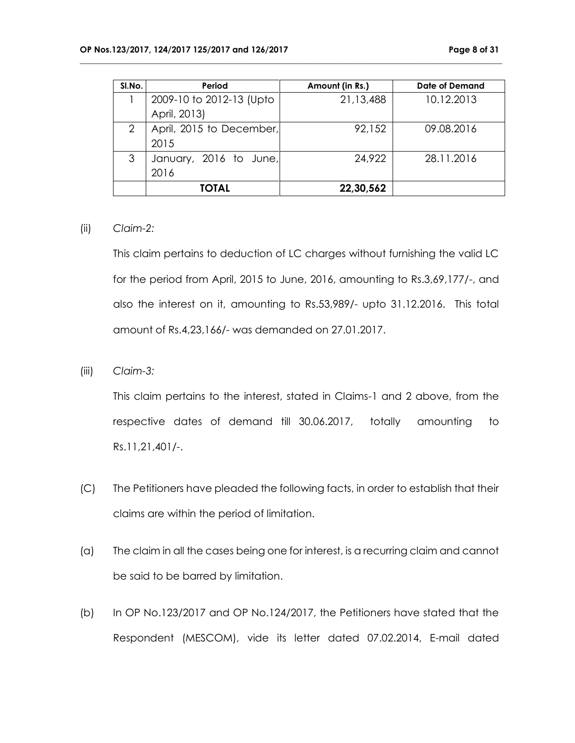| Sl.No. | Period | Amount (in Rs.) | Date of Demand |
|---|---|---|---|
| 1 | 2009-10 to 2012-13 (Upto April, 2013) | 21,13,488 | 10.12.2013 |
| 2 | April, 2015 to December, 2015 | 92,152 | 09.08.2016 |
| 3 | January, 2016 to June, 2016 | 24,922 | 28.11.2016 |
| | **TOTAL** | **22,30,562** | |

(ii) *Claim-2:*

This claim pertains to deduction of LC charges without furnishing the valid LC for the period from April, 2015 to June, 2016, amounting to Rs.3,69,177/-, and also the interest on it, amounting to Rs.53,989/- upto 31.12.2016. This total amount of Rs.4,23,166/- was demanded on 27.01.2017.

(iii) *Claim-3:*

This claim pertains to the interest, stated in Claims-1 and 2 above, from the respective dates of demand till 30.06.2017, totally amounting to Rs.11,21,401/-.

(C) The Petitioners have pleaded the following facts, in order to establish that their claims are within the period of limitation.

(a) The claim in all the cases being one for interest, is a recurring claim and cannot be said to be barred by limitation.

(b) In OP No.123/2017 and OP No.124/2017, the Petitioners have stated that the Respondent (MESCOM), vide its letter dated 07.02.2014, E-mail dated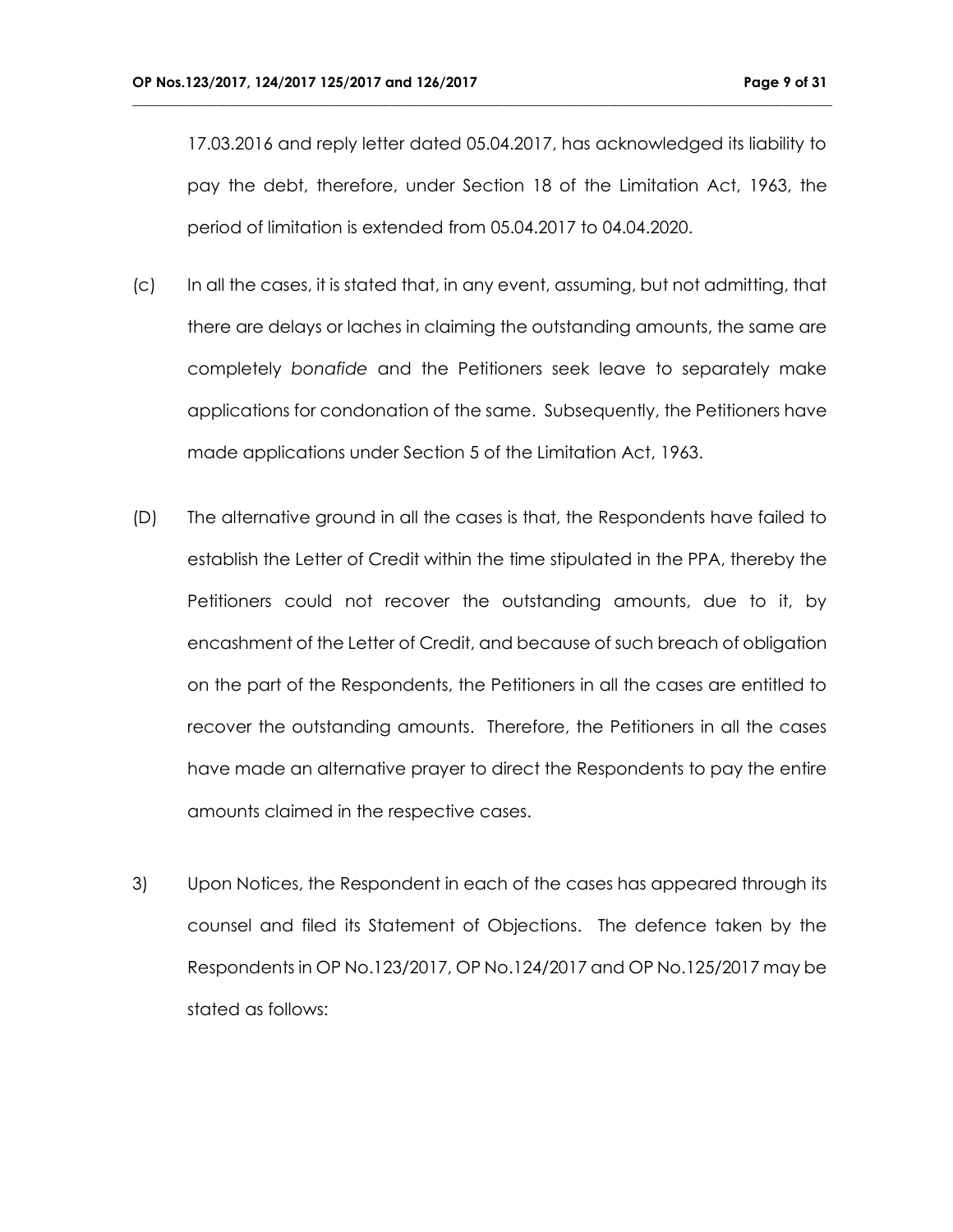17.03.2016 and reply letter dated 05.04.2017, has acknowledged its liability to pay the debt, therefore, under Section 18 of the Limitation Act, 1963, the period of limitation is extended from 05.04.2017 to 04.04.2020.

(c) In all the cases, it is stated that, in any event, assuming, but not admitting, that there are delays or laches in claiming the outstanding amounts, the same are completely *bonafide* and the Petitioners seek leave to separately make applications for condonation of the same. Subsequently, the Petitioners have made applications under Section 5 of the Limitation Act, 1963.

(D) The alternative ground in all the cases is that, the Respondents have failed to establish the Letter of Credit within the time stipulated in the PPA, thereby the Petitioners could not recover the outstanding amounts, due to it, by encashment of the Letter of Credit, and because of such breach of obligation on the part of the Respondents, the Petitioners in all the cases are entitled to recover the outstanding amounts. Therefore, the Petitioners in all the cases have made an alternative prayer to direct the Respondents to pay the entire amounts claimed in the respective cases.

3) Upon Notices, the Respondent in each of the cases has appeared through its counsel and filed its Statement of Objections. The defence taken by the Respondents in OP No.123/2017, OP No.124/2017 and OP No.125/2017 may be stated as follows: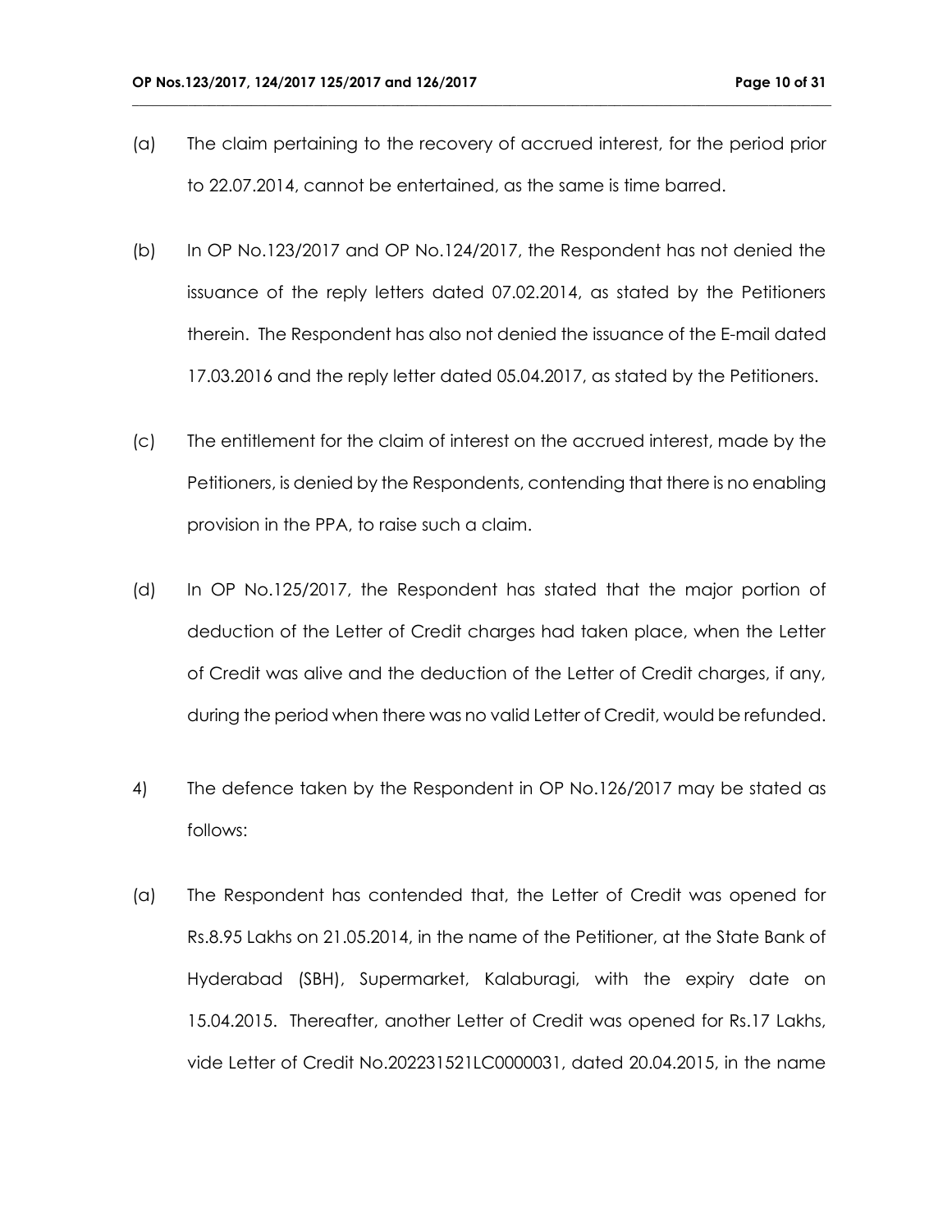(a) The claim pertaining to the recovery of accrued interest, for the period prior to 22.07.2014, cannot be entertained, as the same is time barred.

(b) In OP No.123/2017 and OP No.124/2017, the Respondent has not denied the issuance of the reply letters dated 07.02.2014, as stated by the Petitioners therein. The Respondent has also not denied the issuance of the E-mail dated 17.03.2016 and the reply letter dated 05.04.2017, as stated by the Petitioners.

(c) The entitlement for the claim of interest on the accrued interest, made by the Petitioners, is denied by the Respondents, contending that there is no enabling provision in the PPA, to raise such a claim.

(d) In OP No.125/2017, the Respondent has stated that the major portion of deduction of the Letter of Credit charges had taken place, when the Letter of Credit was alive and the deduction of the Letter of Credit charges, if any, during the period when there was no valid Letter of Credit, would be refunded.

4) The defence taken by the Respondent in OP No.126/2017 may be stated as follows:

(a) The Respondent has contended that, the Letter of Credit was opened for Rs.8.95 Lakhs on 21.05.2014, in the name of the Petitioner, at the State Bank of Hyderabad (SBH), Supermarket, Kalaburagi, with the expiry date on 15.04.2015. Thereafter, another Letter of Credit was opened for Rs.17 Lakhs, vide Letter of Credit No.202231521LC0000031, dated 20.04.2015, in the name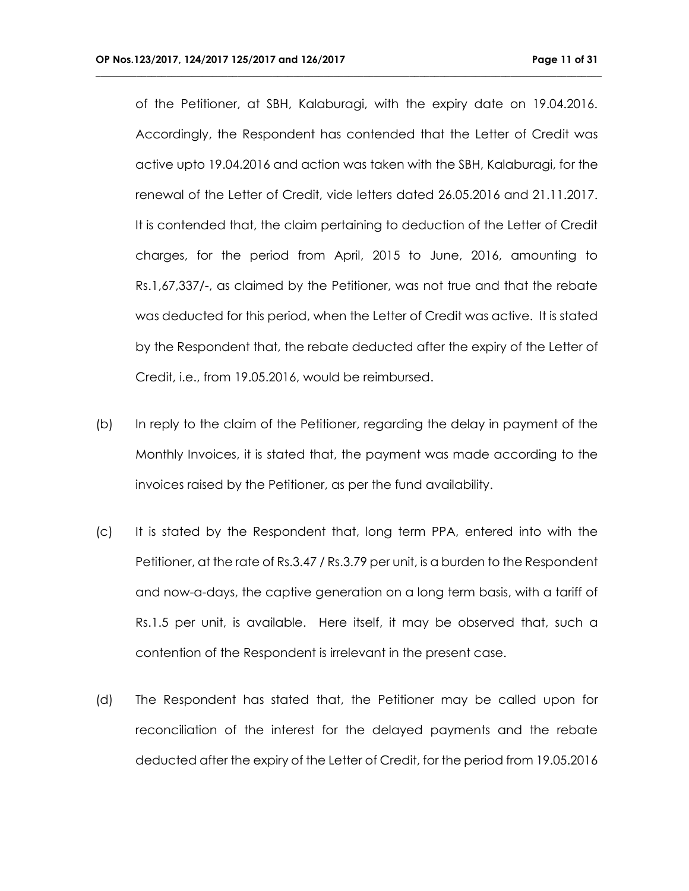of the Petitioner, at SBH, Kalaburagi, with the expiry date on 19.04.2016. Accordingly, the Respondent has contended that the Letter of Credit was active upto 19.04.2016 and action was taken with the SBH, Kalaburagi, for the renewal of the Letter of Credit, vide letters dated 26.05.2016 and 21.11.2017. It is contended that, the claim pertaining to deduction of the Letter of Credit charges, for the period from April, 2015 to June, 2016, amounting to Rs.1,67,337/-, as claimed by the Petitioner, was not true and that the rebate was deducted for this period, when the Letter of Credit was active. It is stated by the Respondent that, the rebate deducted after the expiry of the Letter of Credit, i.e., from 19.05.2016, would be reimbursed.

(b) In reply to the claim of the Petitioner, regarding the delay in payment of the Monthly Invoices, it is stated that, the payment was made according to the invoices raised by the Petitioner, as per the fund availability.

(c) It is stated by the Respondent that, long term PPA, entered into with the Petitioner, at the rate of Rs.3.47 / Rs.3.79 per unit, is a burden to the Respondent and now-a-days, the captive generation on a long term basis, with a tariff of Rs.1.5 per unit, is available. Here itself, it may be observed that, such a contention of the Respondent is irrelevant in the present case.

(d) The Respondent has stated that, the Petitioner may be called upon for reconciliation of the interest for the delayed payments and the rebate deducted after the expiry of the Letter of Credit, for the period from 19.05.2016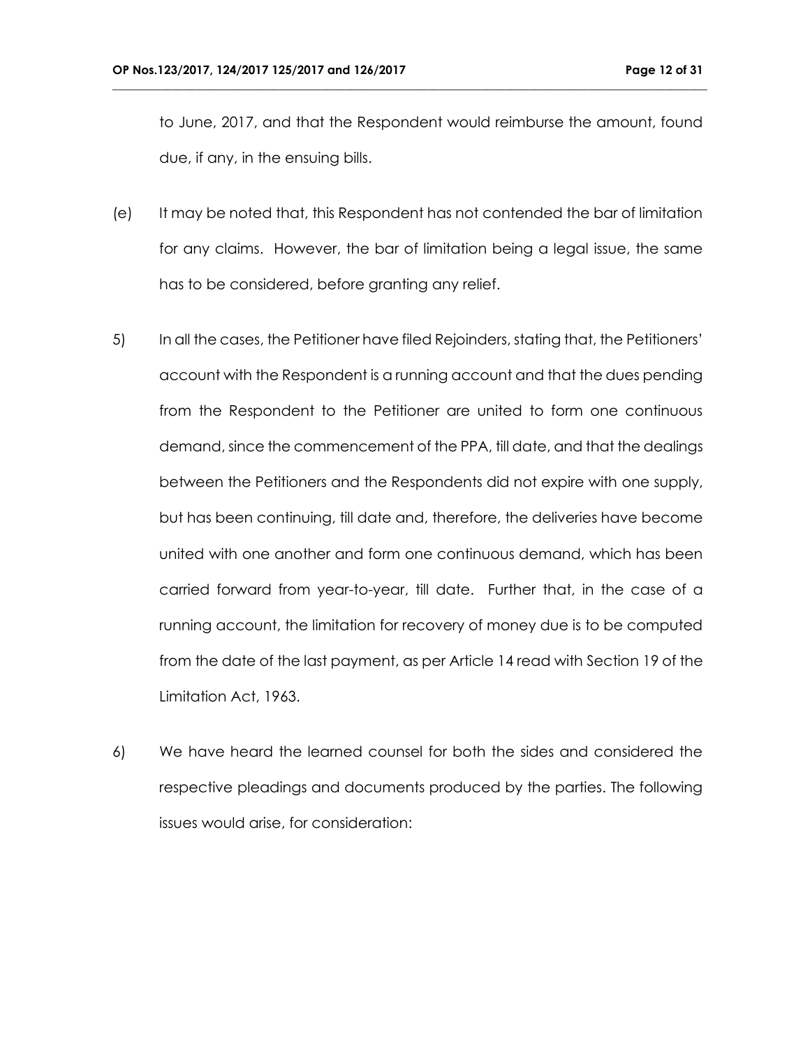to June, 2017, and that the Respondent would reimburse the amount, found due, if any, in the ensuing bills.

(e) It may be noted that, this Respondent has not contended the bar of limitation for any claims. However, the bar of limitation being a legal issue, the same has to be considered, before granting any relief.

5) In all the cases, the Petitioner have filed Rejoinders, stating that, the Petitioners' account with the Respondent is a running account and that the dues pending from the Respondent to the Petitioner are united to form one continuous demand, since the commencement of the PPA, till date, and that the dealings between the Petitioners and the Respondents did not expire with one supply, but has been continuing, till date and, therefore, the deliveries have become united with one another and form one continuous demand, which has been carried forward from year-to-year, till date. Further that, in the case of a running account, the limitation for recovery of money due is to be computed from the date of the last payment, as per Article 14 read with Section 19 of the Limitation Act, 1963.

6) We have heard the learned counsel for both the sides and considered the respective pleadings and documents produced by the parties. The following issues would arise, for consideration: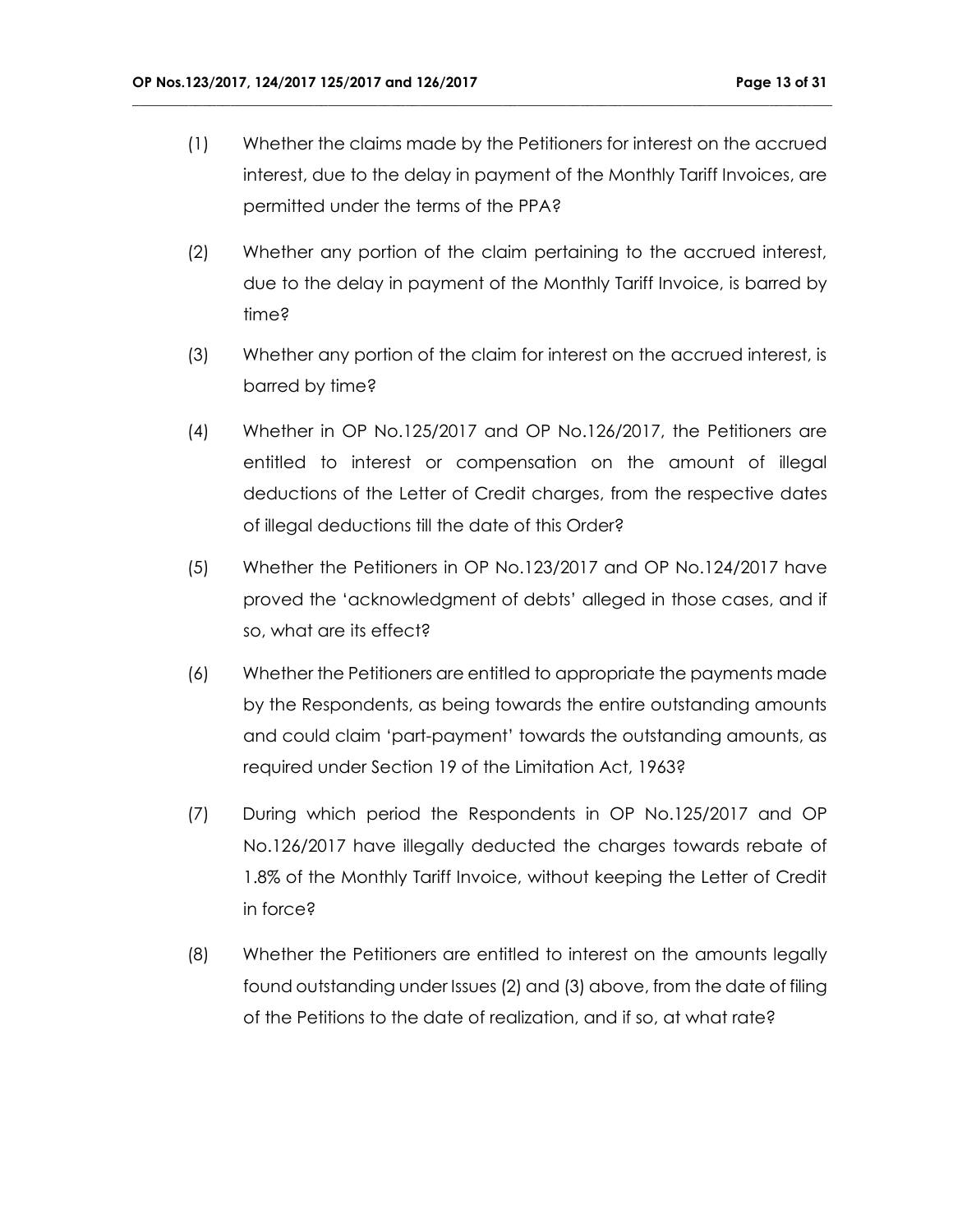(1) Whether the claims made by the Petitioners for interest on the accrued interest, due to the delay in payment of the Monthly Tariff Invoices, are permitted under the terms of the PPA?

(2) Whether any portion of the claim pertaining to the accrued interest, due to the delay in payment of the Monthly Tariff Invoice, is barred by time?

(3) Whether any portion of the claim for interest on the accrued interest, is barred by time?

(4) Whether in OP No.125/2017 and OP No.126/2017, the Petitioners are entitled to interest or compensation on the amount of illegal deductions of the Letter of Credit charges, from the respective dates of illegal deductions till the date of this Order?

(5) Whether the Petitioners in OP No.123/2017 and OP No.124/2017 have proved the 'acknowledgment of debts' alleged in those cases, and if so, what are its effect?

(6) Whether the Petitioners are entitled to appropriate the payments made by the Respondents, as being towards the entire outstanding amounts and could claim 'part-payment' towards the outstanding amounts, as required under Section 19 of the Limitation Act, 1963?

(7) During which period the Respondents in OP No.125/2017 and OP No.126/2017 have illegally deducted the charges towards rebate of 1.8% of the Monthly Tariff Invoice, without keeping the Letter of Credit in force?

(8) Whether the Petitioners are entitled to interest on the amounts legally found outstanding under Issues (2) and (3) above, from the date of filing of the Petitions to the date of realization, and if so, at what rate?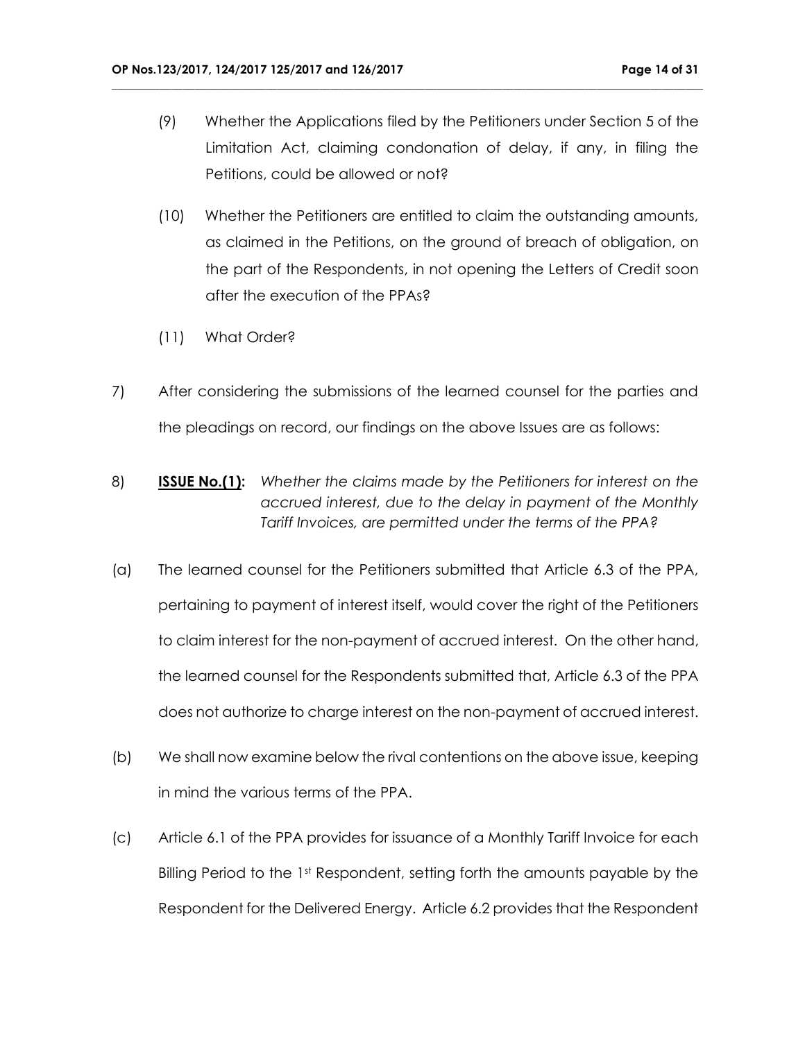(9) Whether the Applications filed by the Petitioners under Section 5 of the Limitation Act, claiming condonation of delay, if any, in filing the Petitions, could be allowed or not?

(10) Whether the Petitioners are entitled to claim the outstanding amounts, as claimed in the Petitions, on the ground of breach of obligation, on the part of the Respondents, in not opening the Letters of Credit soon after the execution of the PPAs?

(11) What Order?

7) After considering the submissions of the learned counsel for the parties and the pleadings on record, our findings on the above Issues are as follows:

8) **<u>ISSUE No.(1):</u>** *Whether the claims made by the Petitioners for interest on the accrued interest, due to the delay in payment of the Monthly Tariff Invoices, are permitted under the terms of the PPA?*

(a) The learned counsel for the Petitioners submitted that Article 6.3 of the PPA, pertaining to payment of interest itself, would cover the right of the Petitioners to claim interest for the non-payment of accrued interest. On the other hand, the learned counsel for the Respondents submitted that, Article 6.3 of the PPA does not authorize to charge interest on the non-payment of accrued interest.

(b) We shall now examine below the rival contentions on the above issue, keeping in mind the various terms of the PPA.

(c) Article 6.1 of the PPA provides for issuance of a Monthly Tariff Invoice for each Billing Period to the 1st Respondent, setting forth the amounts payable by the Respondent for the Delivered Energy. Article 6.2 provides that the Respondent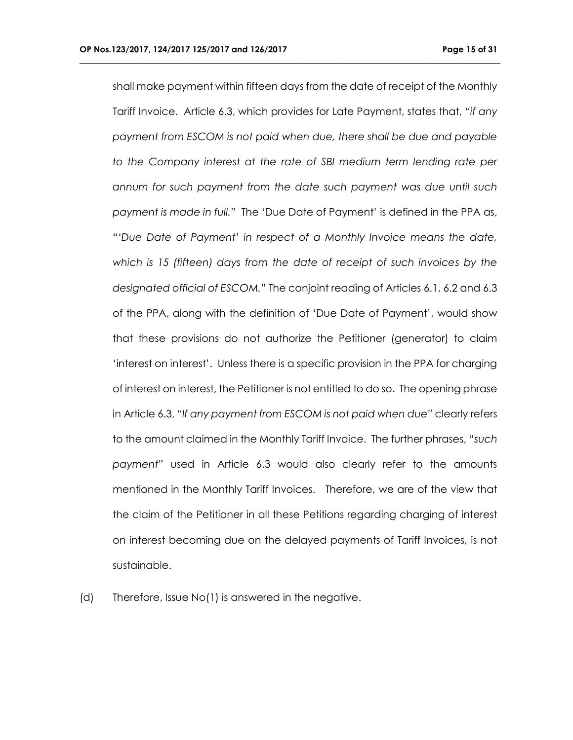shall make payment within fifteen days from the date of receipt of the Monthly Tariff Invoice. Article 6.3, which provides for Late Payment, states that, *"if any payment from ESCOM is not paid when due, there shall be due and payable to the Company interest at the rate of SBI medium term lending rate per annum for such payment from the date such payment was due until such payment is made in full."* The 'Due Date of Payment' is defined in the PPA as, *"'Due Date of Payment' in respect of a Monthly Invoice means the date, which is 15 (fifteen) days from the date of receipt of such invoices by the designated official of ESCOM."* The conjoint reading of Articles 6.1, 6.2 and 6.3 of the PPA, along with the definition of 'Due Date of Payment', would show that these provisions do not authorize the Petitioner (generator) to claim 'interest on interest'. Unless there is a specific provision in the PPA for charging of interest on interest, the Petitioner is not entitled to do so. The opening phrase in Article 6.3, *"If any payment from ESCOM is not paid when due"* clearly refers to the amount claimed in the Monthly Tariff Invoice. The further phrases, "*such payment*" used in Article 6.3 would also clearly refer to the amounts mentioned in the Monthly Tariff Invoices. Therefore, we are of the view that the claim of the Petitioner in all these Petitions regarding charging of interest on interest becoming due on the delayed payments of Tariff Invoices, is not sustainable.

(d) Therefore, Issue No(1) is answered in the negative.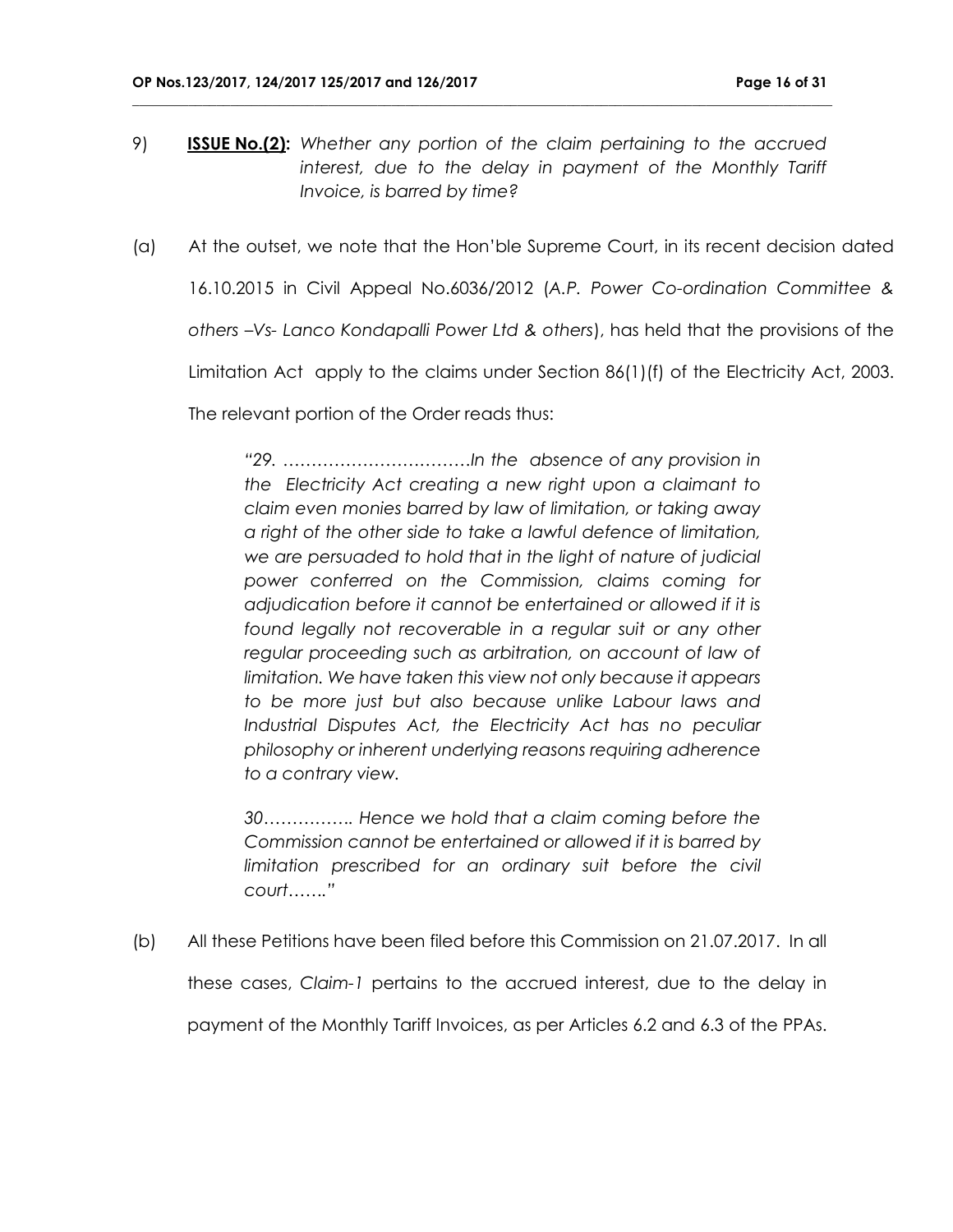9) **ISSUE No.(2):** *Whether any portion of the claim pertaining to the accrued interest, due to the delay in payment of the Monthly Tariff Invoice, is barred by time?*

(a) At the outset, we note that the Hon'ble Supreme Court, in its recent decision dated 16.10.2015 in Civil Appeal No.6036/2012 (*A.P. Power Co-ordination Committee & others –Vs- Lanco Kondapalli Power Ltd & others*), has held that the provisions of the Limitation Act apply to the claims under Section 86(1)(f) of the Electricity Act, 2003. The relevant portion of the Order reads thus:

> *"29. ……………………………In the absence of any provision in the Electricity Act creating a new right upon a claimant to claim even monies barred by law of limitation, or taking away a right of the other side to take a lawful defence of limitation, we are persuaded to hold that in the light of nature of judicial power conferred on the Commission, claims coming for adjudication before it cannot be entertained or allowed if it is found legally not recoverable in a regular suit or any other regular proceeding such as arbitration, on account of law of limitation. We have taken this view not only because it appears to be more just but also because unlike Labour laws and Industrial Disputes Act, the Electricity Act has no peculiar philosophy or inherent underlying reasons requiring adherence to a contrary view.*
>
> *30………….. Hence we hold that a claim coming before the Commission cannot be entertained or allowed if it is barred by limitation prescribed for an ordinary suit before the civil court……."*

(b) All these Petitions have been filed before this Commission on 21.07.2017. In all these cases, *Claim-1* pertains to the accrued interest, due to the delay in payment of the Monthly Tariff Invoices, as per Articles 6.2 and 6.3 of the PPAs.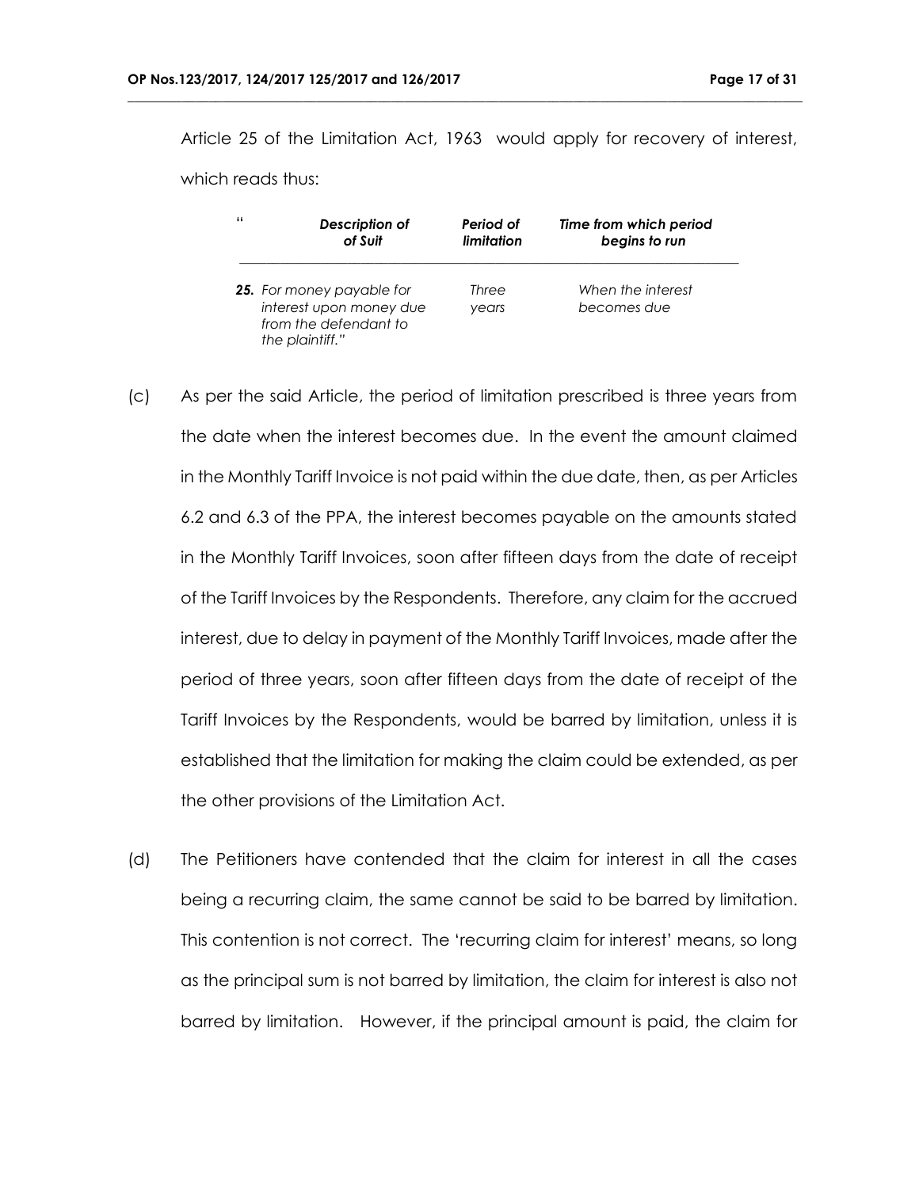Article 25 of the Limitation Act, 1963 would apply for recovery of interest, which reads thus:

| " Description of of Suit | Period of limitation | Time from which period begins to run |
|---|---|---|
| *25. For money payable for interest upon money due from the defendant to the plaintiff."* | *Three years* | *When the interest becomes due* |

(c) As per the said Article, the period of limitation prescribed is three years from the date when the interest becomes due. In the event the amount claimed in the Monthly Tariff Invoice is not paid within the due date, then, as per Articles 6.2 and 6.3 of the PPA, the interest becomes payable on the amounts stated in the Monthly Tariff Invoices, soon after fifteen days from the date of receipt of the Tariff Invoices by the Respondents. Therefore, any claim for the accrued interest, due to delay in payment of the Monthly Tariff Invoices, made after the period of three years, soon after fifteen days from the date of receipt of the Tariff Invoices by the Respondents, would be barred by limitation, unless it is established that the limitation for making the claim could be extended, as per the other provisions of the Limitation Act.

(d) The Petitioners have contended that the claim for interest in all the cases being a recurring claim, the same cannot be said to be barred by limitation. This contention is not correct. The 'recurring claim for interest' means, so long as the principal sum is not barred by limitation, the claim for interest is also not barred by limitation. However, if the principal amount is paid, the claim for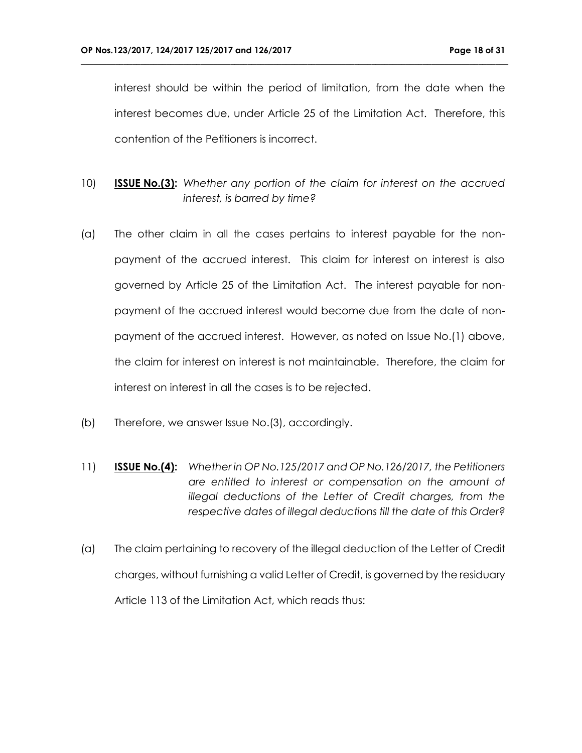interest should be within the period of limitation, from the date when the interest becomes due, under Article 25 of the Limitation Act. Therefore, this contention of the Petitioners is incorrect.

10) **ISSUE No.(3):** *Whether any portion of the claim for interest on the accrued interest, is barred by time?*

(a) The other claim in all the cases pertains to interest payable for the non-payment of the accrued interest. This claim for interest on interest is also governed by Article 25 of the Limitation Act. The interest payable for non-payment of the accrued interest would become due from the date of non-payment of the accrued interest. However, as noted on Issue No.(1) above, the claim for interest on interest is not maintainable. Therefore, the claim for interest on interest in all the cases is to be rejected.

(b) Therefore, we answer Issue No.(3), accordingly.

11) **ISSUE No.(4):** *Whether in OP No.125/2017 and OP No.126/2017, the Petitioners are entitled to interest or compensation on the amount of illegal deductions of the Letter of Credit charges, from the respective dates of illegal deductions till the date of this Order?*

(a) The claim pertaining to recovery of the illegal deduction of the Letter of Credit charges, without furnishing a valid Letter of Credit, is governed by the residuary Article 113 of the Limitation Act, which reads thus: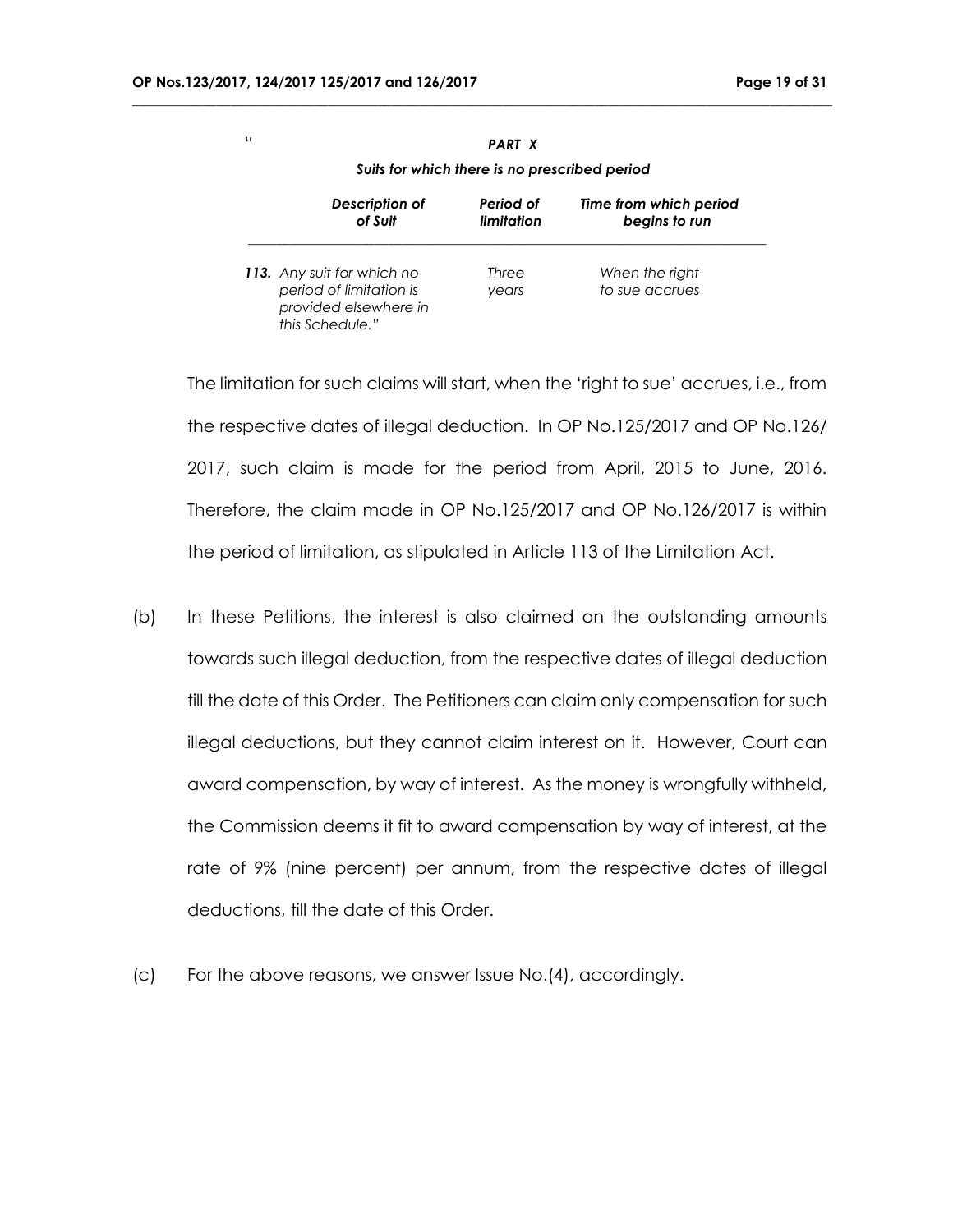"

*PART X*

*Suits for which there is no prescribed period*

| *Description of of Suit* | *Period of limitation* | *Time from which period begins to run* |
|---|---|---|
| ***113.*** *Any suit for which no period of limitation is provided elsewhere in this Schedule."* | *Three years* | *When the right to sue accrues* |

The limitation for such claims will start, when the 'right to sue' accrues, i.e., from the respective dates of illegal deduction. In OP No.125/2017 and OP No.126/2017, such claim is made for the period from April, 2015 to June, 2016. Therefore, the claim made in OP No.125/2017 and OP No.126/2017 is within the period of limitation, as stipulated in Article 113 of the Limitation Act.

(b) In these Petitions, the interest is also claimed on the outstanding amounts towards such illegal deduction, from the respective dates of illegal deduction till the date of this Order. The Petitioners can claim only compensation for such illegal deductions, but they cannot claim interest on it. However, Court can award compensation, by way of interest. As the money is wrongfully withheld, the Commission deems it fit to award compensation by way of interest, at the rate of 9% (nine percent) per annum, from the respective dates of illegal deductions, till the date of this Order.

(c) For the above reasons, we answer Issue No.(4), accordingly.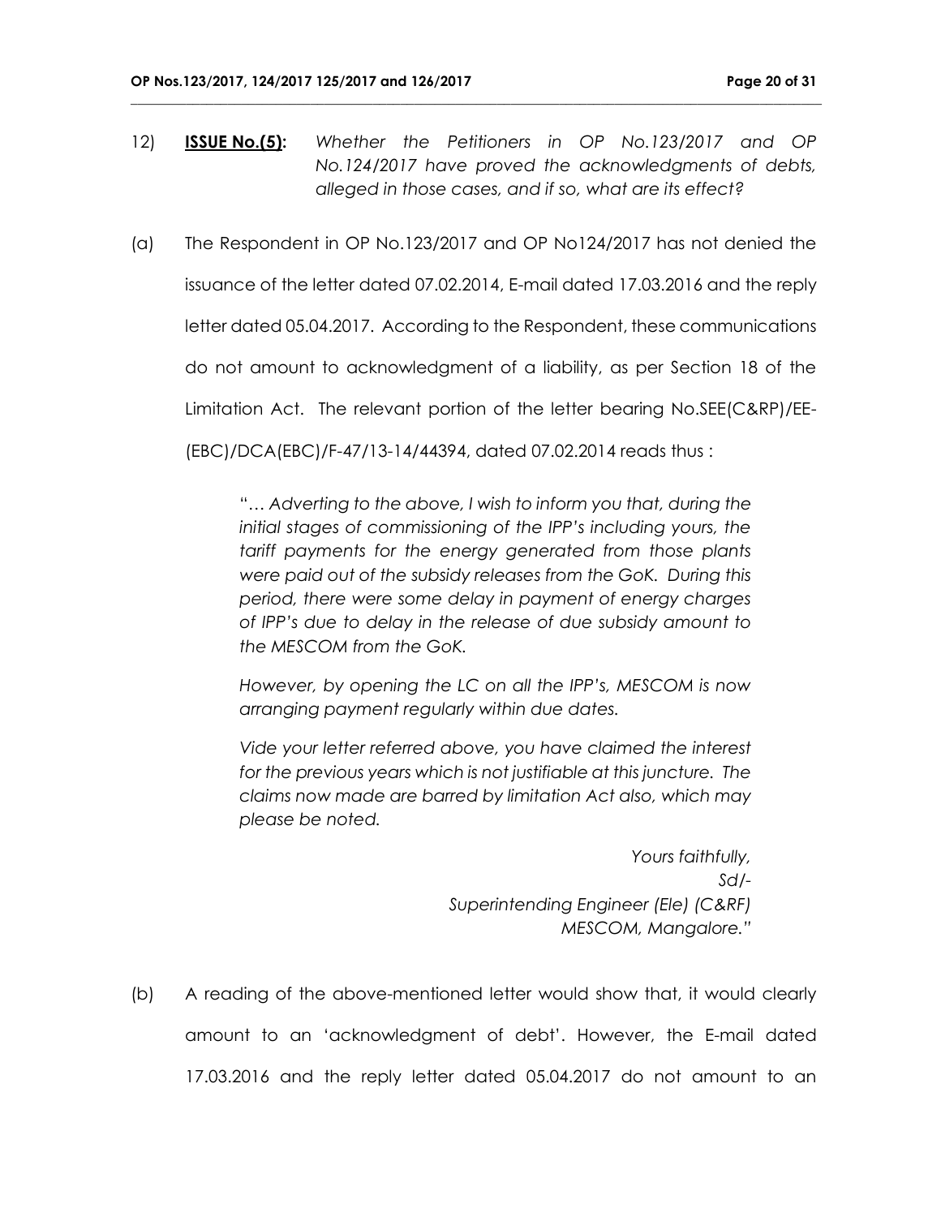12) **ISSUE No.(5):** *Whether the Petitioners in OP No.123/2017 and OP No.124/2017 have proved the acknowledgments of debts, alleged in those cases, and if so, what are its effect?*

(a) The Respondent in OP No.123/2017 and OP No124/2017 has not denied the issuance of the letter dated 07.02.2014, E-mail dated 17.03.2016 and the reply letter dated 05.04.2017. According to the Respondent, these communications do not amount to acknowledgment of a liability, as per Section 18 of the Limitation Act. The relevant portion of the letter bearing No.SEE(C&RP)/EE-(EBC)/DCA(EBC)/F-47/13-14/44394, dated 07.02.2014 reads thus :

> "… *Adverting to the above, I wish to inform you that, during the initial stages of commissioning of the IPP's including yours, the tariff payments for the energy generated from those plants were paid out of the subsidy releases from the GoK. During this period, there were some delay in payment of energy charges of IPP's due to delay in the release of due subsidy amount to the MESCOM from the GoK.*
>
> *However, by opening the LC on all the IPP's, MESCOM is now arranging payment regularly within due dates.*
>
> *Vide your letter referred above, you have claimed the interest for the previous years which is not justifiable at this juncture. The claims now made are barred by limitation Act also, which may please be noted.*
>
> *Yours faithfully,*
> *Sd/-*
> *Superintending Engineer (Ele) (C&RF)*
> *MESCOM, Mangalore."*

(b) A reading of the above-mentioned letter would show that, it would clearly amount to an 'acknowledgment of debt'. However, the E-mail dated 17.03.2016 and the reply letter dated 05.04.2017 do not amount to an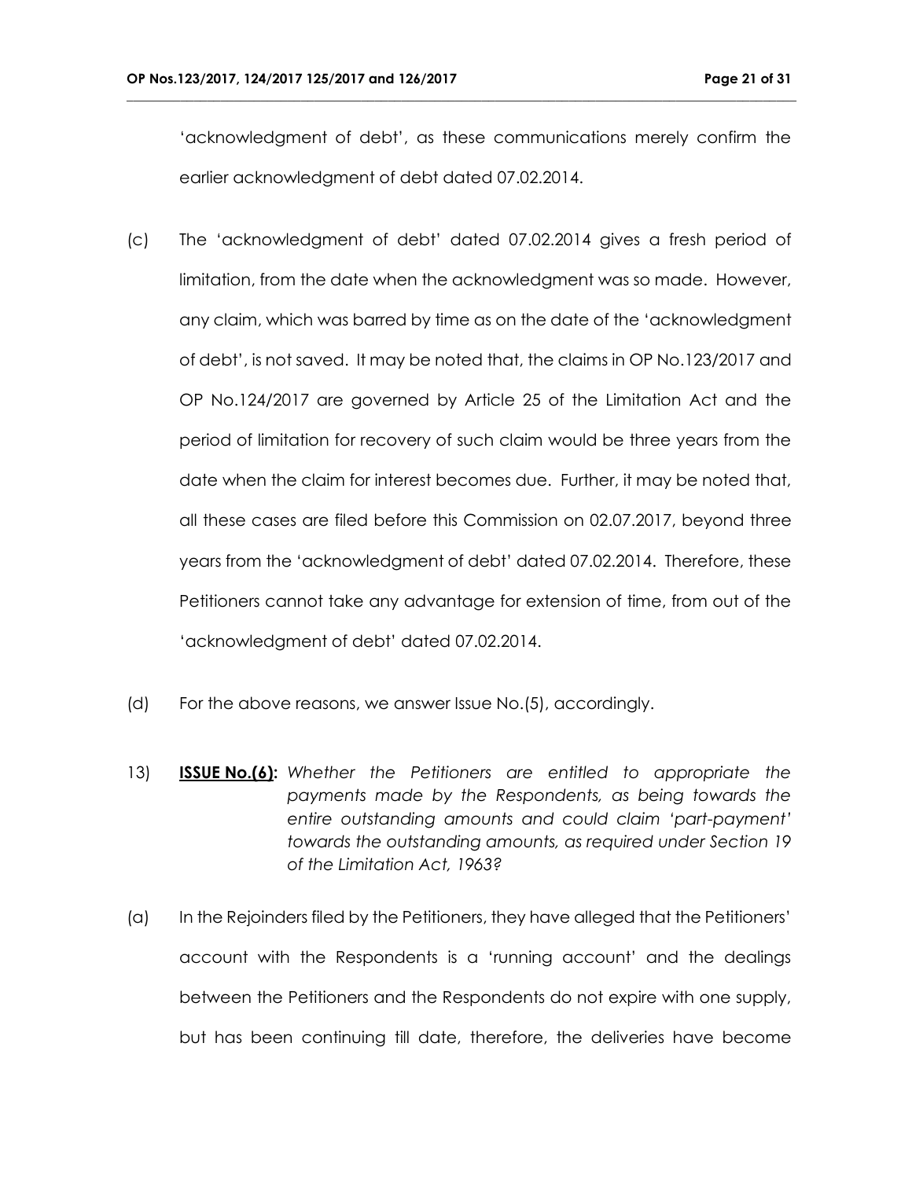'acknowledgment of debt', as these communications merely confirm the earlier acknowledgment of debt dated 07.02.2014.

(c) The 'acknowledgment of debt' dated 07.02.2014 gives a fresh period of limitation, from the date when the acknowledgment was so made. However, any claim, which was barred by time as on the date of the 'acknowledgment of debt', is not saved. It may be noted that, the claims in OP No.123/2017 and OP No.124/2017 are governed by Article 25 of the Limitation Act and the period of limitation for recovery of such claim would be three years from the date when the claim for interest becomes due. Further, it may be noted that, all these cases are filed before this Commission on 02.07.2017, beyond three years from the 'acknowledgment of debt' dated 07.02.2014. Therefore, these Petitioners cannot take any advantage for extension of time, from out of the 'acknowledgment of debt' dated 07.02.2014.

(d) For the above reasons, we answer Issue No.(5), accordingly.

13) **ISSUE No.(6):** *Whether the Petitioners are entitled to appropriate the payments made by the Respondents, as being towards the entire outstanding amounts and could claim 'part-payment' towards the outstanding amounts, as required under Section 19 of the Limitation Act, 1963?*

(a) In the Rejoinders filed by the Petitioners, they have alleged that the Petitioners' account with the Respondents is a 'running account' and the dealings between the Petitioners and the Respondents do not expire with one supply, but has been continuing till date, therefore, the deliveries have become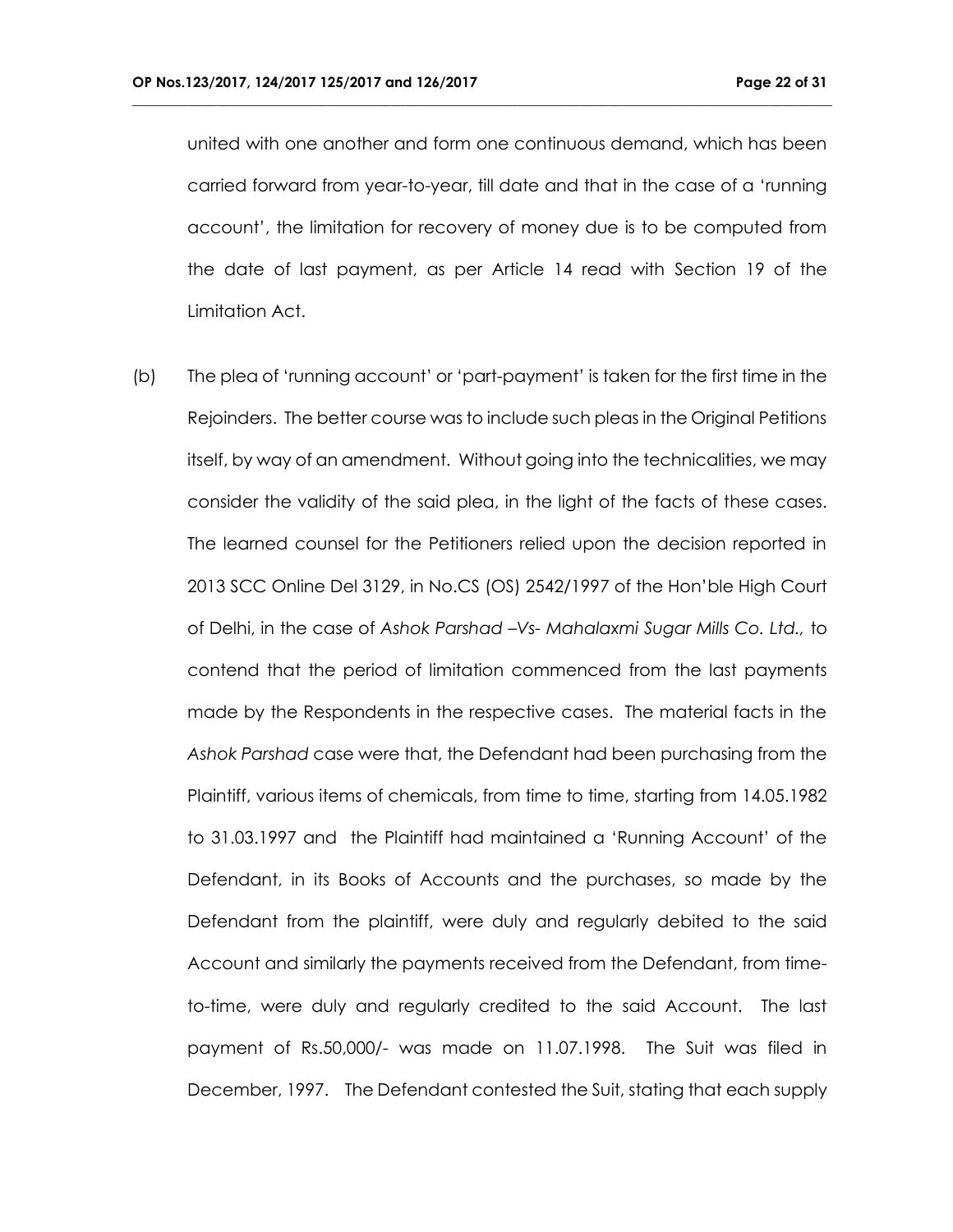united with one another and form one continuous demand, which has been carried forward from year-to-year, till date and that in the case of a 'running account', the limitation for recovery of money due is to be computed from the date of last payment, as per Article 14 read with Section 19 of the Limitation Act.

(b) The plea of 'running account' or 'part-payment' is taken for the first time in the Rejoinders. The better course was to include such pleas in the Original Petitions itself, by way of an amendment. Without going into the technicalities, we may consider the validity of the said plea, in the light of the facts of these cases. The learned counsel for the Petitioners relied upon the decision reported in 2013 SCC Online Del 3129, in No.CS (OS) 2542/1997 of the Hon'ble High Court of Delhi, in the case of *Ashok Parshad –Vs- Mahalaxmi Sugar Mills Co. Ltd.,* to contend that the period of limitation commenced from the last payments made by the Respondents in the respective cases. The material facts in the *Ashok Parshad* case were that, the Defendant had been purchasing from the Plaintiff, various items of chemicals, from time to time, starting from 14.05.1982 to 31.03.1997 and the Plaintiff had maintained a 'Running Account' of the Defendant, in its Books of Accounts and the purchases, so made by the Defendant from the plaintiff, were duly and regularly debited to the said Account and similarly the payments received from the Defendant, from time-to-time, were duly and regularly credited to the said Account. The last payment of Rs.50,000/- was made on 11.07.1998. The Suit was filed in December, 1997. The Defendant contested the Suit, stating that each supply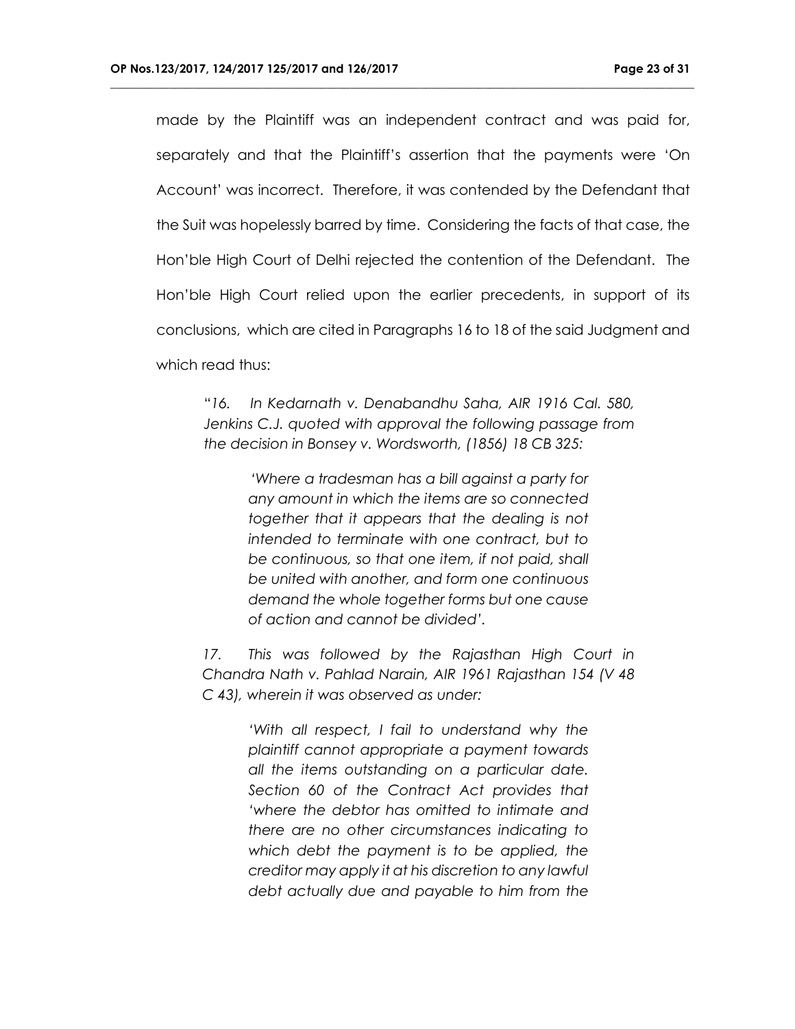made by the Plaintiff was an independent contract and was paid for, separately and that the Plaintiff's assertion that the payments were 'On Account' was incorrect. Therefore, it was contended by the Defendant that the Suit was hopelessly barred by time. Considering the facts of that case, the Hon'ble High Court of Delhi rejected the contention of the Defendant. The Hon'ble High Court relied upon the earlier precedents, in support of its conclusions, which are cited in Paragraphs 16 to 18 of the said Judgment and which read thus:

> "*16. In Kedarnath v. Denabandhu Saha, AIR 1916 Cal. 580, Jenkins C.J. quoted with approval the following passage from the decision in Bonsey v. Wordsworth, (1856) 18 CB 325:*
>
> > *'Where a tradesman has a bill against a party for any amount in which the items are so connected together that it appears that the dealing is not intended to terminate with one contract, but to be continuous, so that one item, if not paid, shall be united with another, and form one continuous demand the whole together forms but one cause of action and cannot be divided'.*
>
> *17. This was followed by the Rajasthan High Court in Chandra Nath v. Pahlad Narain, AIR 1961 Rajasthan 154 (V 48 C 43), wherein it was observed as under:*
>
> > *'With all respect, I fail to understand why the plaintiff cannot appropriate a payment towards all the items outstanding on a particular date. Section 60 of the Contract Act provides that 'where the debtor has omitted to intimate and there are no other circumstances indicating to which debt the payment is to be applied, the creditor may apply it at his discretion to any lawful debt actually due and payable to him from the*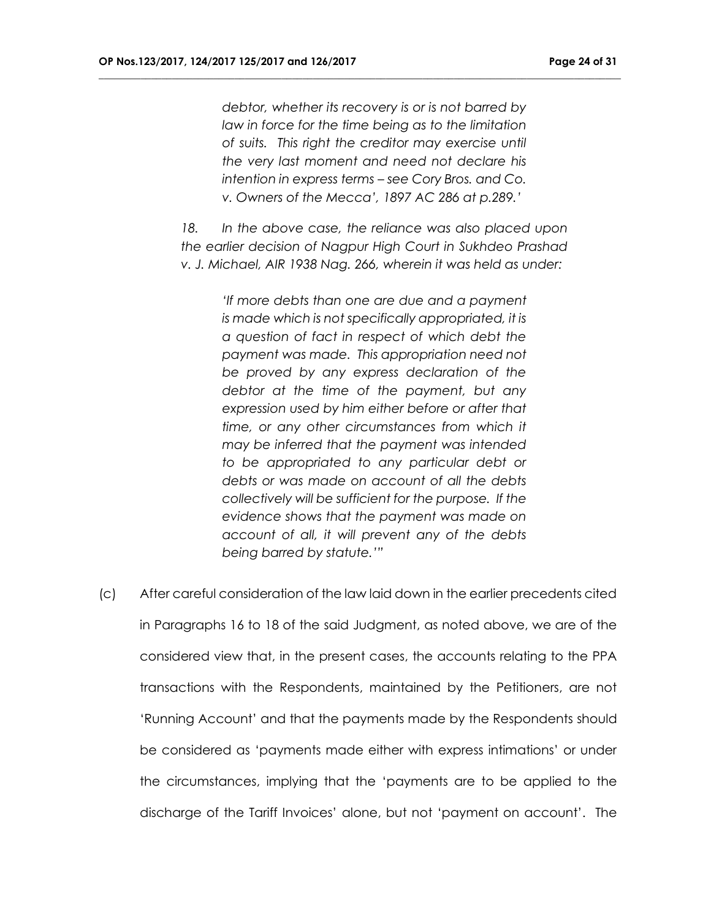*debtor, whether its recovery is or is not barred by law in force for the time being as to the limitation of suits. This right the creditor may exercise until the very last moment and need not declare his intention in express terms – see Cory Bros. and Co. v. Owners of the Mecca', 1897 AC 286 at p.289.'*

*18. In the above case, the reliance was also placed upon the earlier decision of Nagpur High Court in Sukhdeo Prashad v. J. Michael, AIR 1938 Nag. 266, wherein it was held as under:*

> *'If more debts than one are due and a payment is made which is not specifically appropriated, it is a question of fact in respect of which debt the payment was made. This appropriation need not be proved by any express declaration of the debtor at the time of the payment, but any expression used by him either before or after that time, or any other circumstances from which it may be inferred that the payment was intended to be appropriated to any particular debt or debts or was made on account of all the debts collectively will be sufficient for the purpose. If the evidence shows that the payment was made on account of all, it will prevent any of the debts being barred by statute.'"*

(c) After careful consideration of the law laid down in the earlier precedents cited in Paragraphs 16 to 18 of the said Judgment, as noted above, we are of the considered view that, in the present cases, the accounts relating to the PPA transactions with the Respondents, maintained by the Petitioners, are not 'Running Account' and that the payments made by the Respondents should be considered as 'payments made either with express intimations' or under the circumstances, implying that the 'payments are to be applied to the discharge of the Tariff Invoices' alone, but not 'payment on account'. The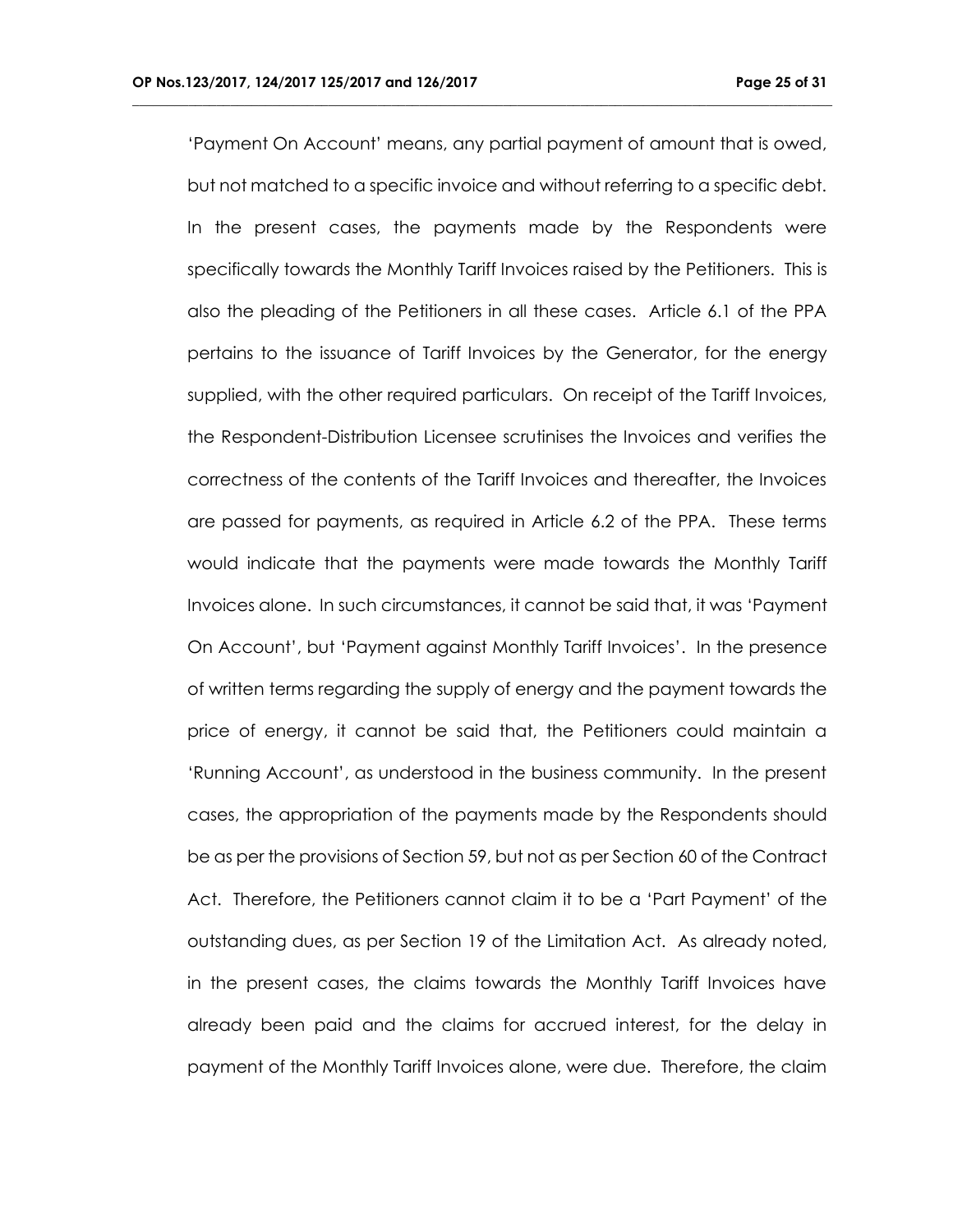'Payment On Account' means, any partial payment of amount that is owed, but not matched to a specific invoice and without referring to a specific debt. In the present cases, the payments made by the Respondents were specifically towards the Monthly Tariff Invoices raised by the Petitioners. This is also the pleading of the Petitioners in all these cases. Article 6.1 of the PPA pertains to the issuance of Tariff Invoices by the Generator, for the energy supplied, with the other required particulars. On receipt of the Tariff Invoices, the Respondent-Distribution Licensee scrutinises the Invoices and verifies the correctness of the contents of the Tariff Invoices and thereafter, the Invoices are passed for payments, as required in Article 6.2 of the PPA. These terms would indicate that the payments were made towards the Monthly Tariff Invoices alone. In such circumstances, it cannot be said that, it was 'Payment On Account', but 'Payment against Monthly Tariff Invoices'. In the presence of written terms regarding the supply of energy and the payment towards the price of energy, it cannot be said that, the Petitioners could maintain a 'Running Account', as understood in the business community. In the present cases, the appropriation of the payments made by the Respondents should be as per the provisions of Section 59, but not as per Section 60 of the Contract Act. Therefore, the Petitioners cannot claim it to be a 'Part Payment' of the outstanding dues, as per Section 19 of the Limitation Act. As already noted, in the present cases, the claims towards the Monthly Tariff Invoices have already been paid and the claims for accrued interest, for the delay in payment of the Monthly Tariff Invoices alone, were due. Therefore, the claim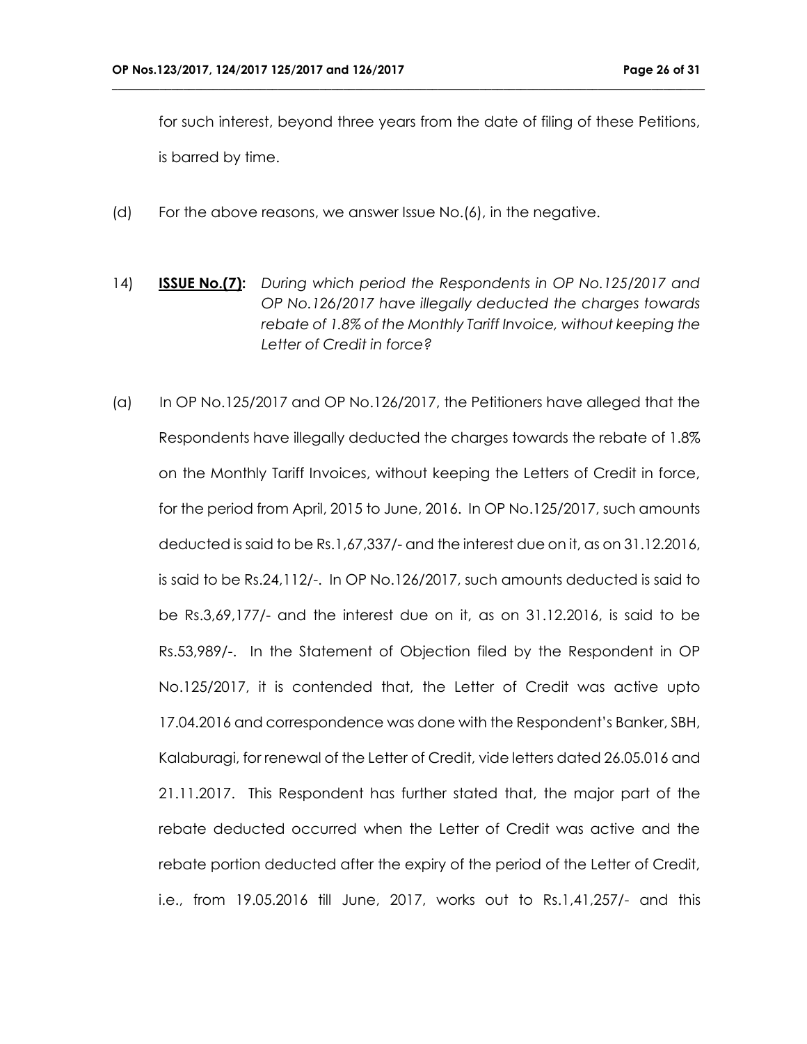for such interest, beyond three years from the date of filing of these Petitions, is barred by time.

(d) For the above reasons, we answer Issue No.(6), in the negative.

14) **ISSUE No.(7):** *During which period the Respondents in OP No.125/2017 and OP No.126/2017 have illegally deducted the charges towards rebate of 1.8% of the Monthly Tariff Invoice, without keeping the Letter of Credit in force?*

(a) In OP No.125/2017 and OP No.126/2017, the Petitioners have alleged that the Respondents have illegally deducted the charges towards the rebate of 1.8% on the Monthly Tariff Invoices, without keeping the Letters of Credit in force, for the period from April, 2015 to June, 2016. In OP No.125/2017, such amounts deducted is said to be Rs.1,67,337/- and the interest due on it, as on 31.12.2016, is said to be Rs.24,112/-. In OP No.126/2017, such amounts deducted is said to be Rs.3,69,177/- and the interest due on it, as on 31.12.2016, is said to be Rs.53,989/-. In the Statement of Objection filed by the Respondent in OP No.125/2017, it is contended that, the Letter of Credit was active upto 17.04.2016 and correspondence was done with the Respondent's Banker, SBH, Kalaburagi, for renewal of the Letter of Credit, vide letters dated 26.05.016 and 21.11.2017. This Respondent has further stated that, the major part of the rebate deducted occurred when the Letter of Credit was active and the rebate portion deducted after the expiry of the period of the Letter of Credit, i.e., from 19.05.2016 till June, 2017, works out to Rs.1,41,257/- and this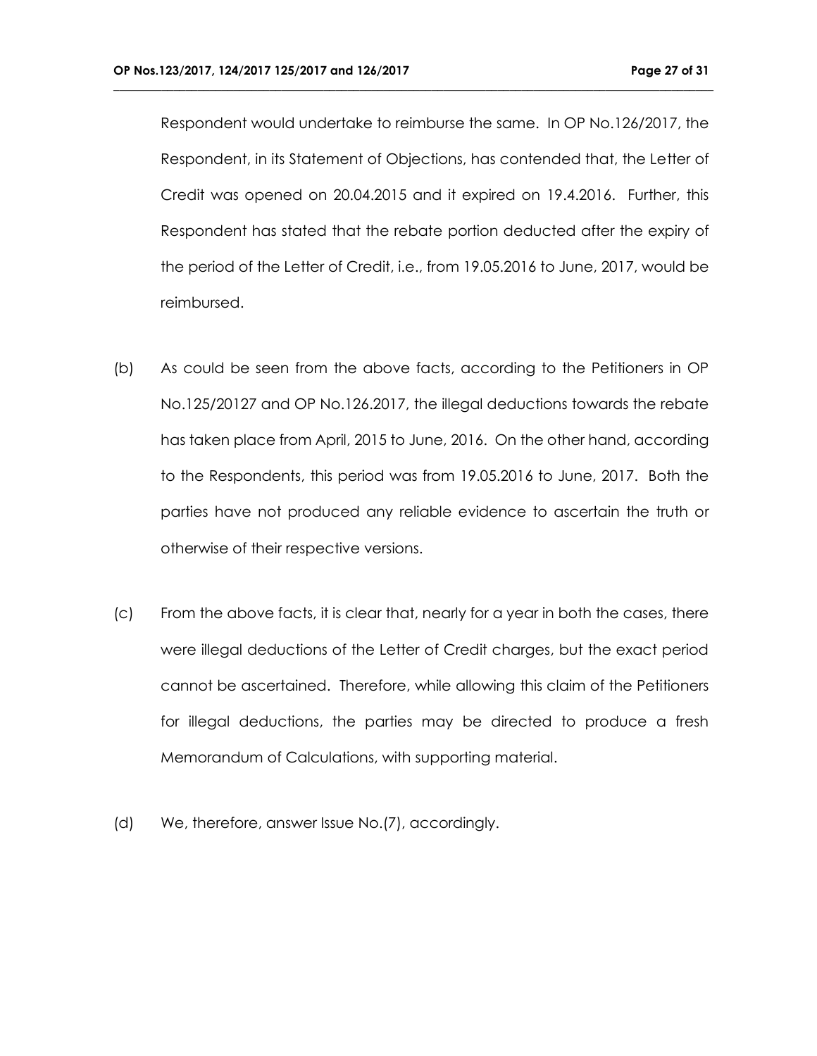Respondent would undertake to reimburse the same. In OP No.126/2017, the Respondent, in its Statement of Objections, has contended that, the Letter of Credit was opened on 20.04.2015 and it expired on 19.4.2016. Further, this Respondent has stated that the rebate portion deducted after the expiry of the period of the Letter of Credit, i.e., from 19.05.2016 to June, 2017, would be reimbursed.

(b) As could be seen from the above facts, according to the Petitioners in OP No.125/20127 and OP No.126.2017, the illegal deductions towards the rebate has taken place from April, 2015 to June, 2016. On the other hand, according to the Respondents, this period was from 19.05.2016 to June, 2017. Both the parties have not produced any reliable evidence to ascertain the truth or otherwise of their respective versions.

(c) From the above facts, it is clear that, nearly for a year in both the cases, there were illegal deductions of the Letter of Credit charges, but the exact period cannot be ascertained. Therefore, while allowing this claim of the Petitioners for illegal deductions, the parties may be directed to produce a fresh Memorandum of Calculations, with supporting material.

(d) We, therefore, answer Issue No.(7), accordingly.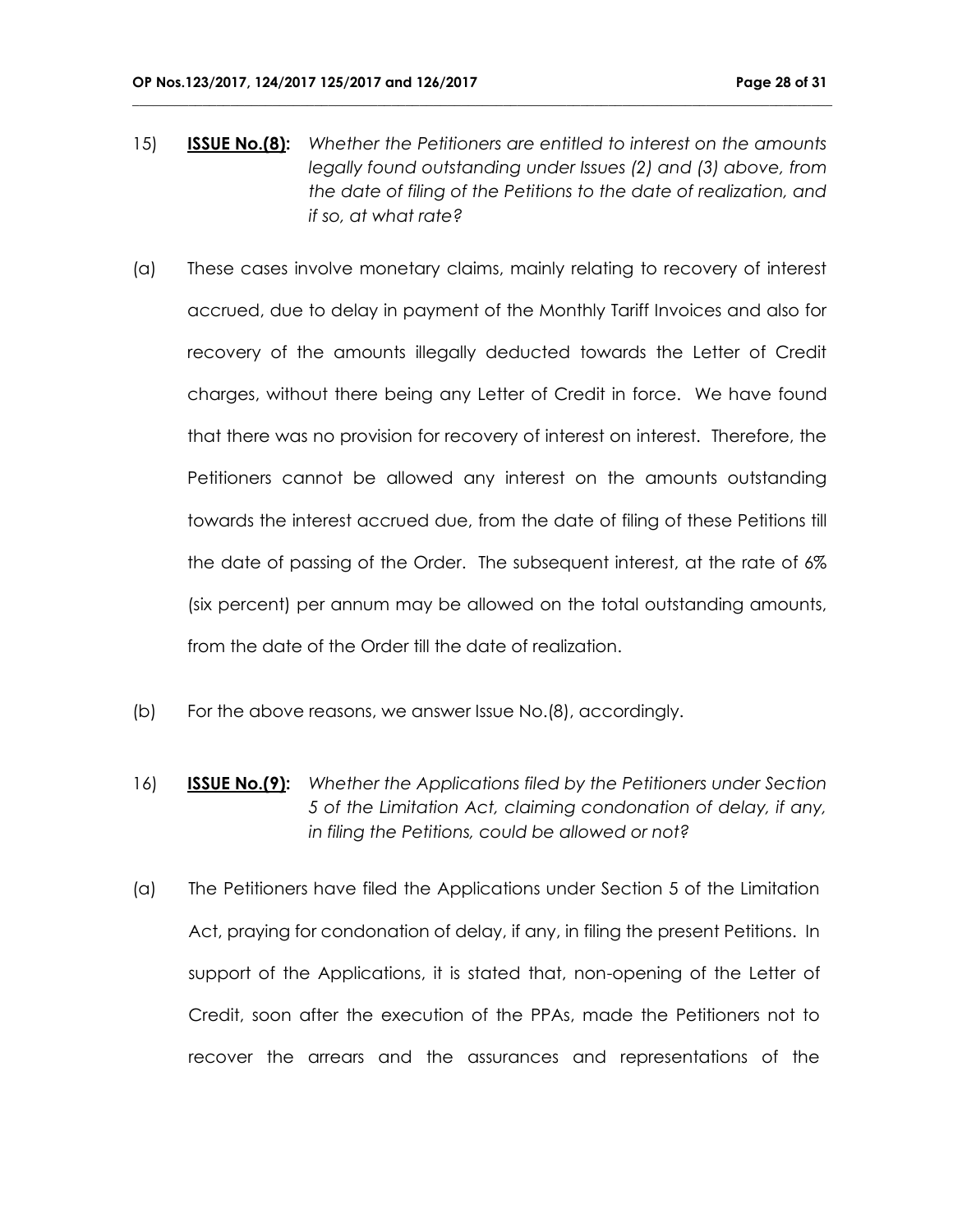15) **ISSUE No.(8):** *Whether the Petitioners are entitled to interest on the amounts legally found outstanding under Issues (2) and (3) above, from the date of filing of the Petitions to the date of realization, and if so, at what rate?*

(a) These cases involve monetary claims, mainly relating to recovery of interest accrued, due to delay in payment of the Monthly Tariff Invoices and also for recovery of the amounts illegally deducted towards the Letter of Credit charges, without there being any Letter of Credit in force. We have found that there was no provision for recovery of interest on interest. Therefore, the Petitioners cannot be allowed any interest on the amounts outstanding towards the interest accrued due, from the date of filing of these Petitions till the date of passing of the Order. The subsequent interest, at the rate of 6% (six percent) per annum may be allowed on the total outstanding amounts, from the date of the Order till the date of realization.

(b) For the above reasons, we answer Issue No.(8), accordingly.

16) **ISSUE No.(9):** *Whether the Applications filed by the Petitioners under Section 5 of the Limitation Act, claiming condonation of delay, if any, in filing the Petitions, could be allowed or not?*

(a) The Petitioners have filed the Applications under Section 5 of the Limitation Act, praying for condonation of delay, if any, in filing the present Petitions. In support of the Applications, it is stated that, non-opening of the Letter of Credit, soon after the execution of the PPAs, made the Petitioners not to recover the arrears and the assurances and representations of the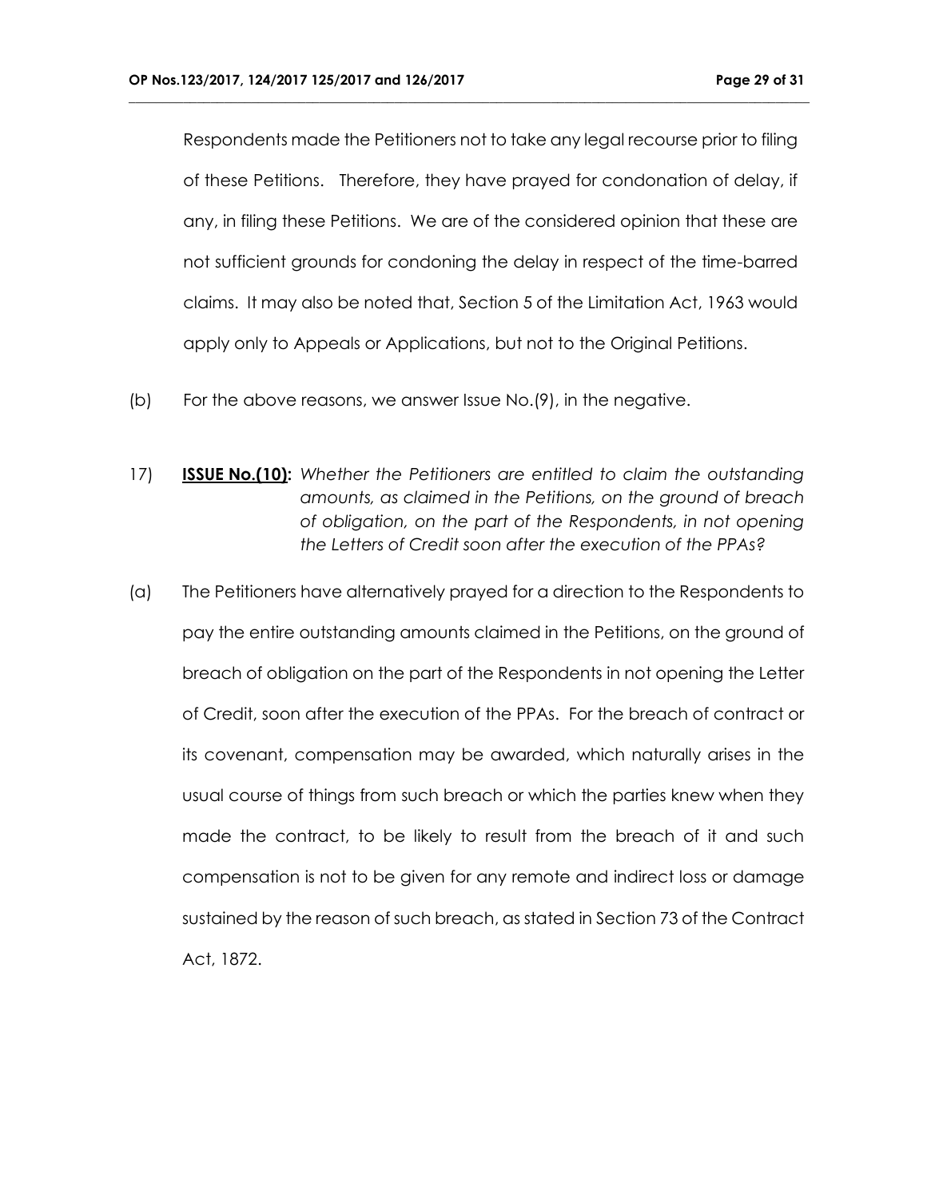Respondents made the Petitioners not to take any legal recourse prior to filing of these Petitions. Therefore, they have prayed for condonation of delay, if any, in filing these Petitions. We are of the considered opinion that these are not sufficient grounds for condoning the delay in respect of the time-barred claims. It may also be noted that, Section 5 of the Limitation Act, 1963 would apply only to Appeals or Applications, but not to the Original Petitions.

(b) For the above reasons, we answer Issue No.(9), in the negative.

17) **ISSUE No.(10):** *Whether the Petitioners are entitled to claim the outstanding amounts, as claimed in the Petitions, on the ground of breach of obligation, on the part of the Respondents, in not opening the Letters of Credit soon after the execution of the PPAs?*

(a) The Petitioners have alternatively prayed for a direction to the Respondents to pay the entire outstanding amounts claimed in the Petitions, on the ground of breach of obligation on the part of the Respondents in not opening the Letter of Credit, soon after the execution of the PPAs. For the breach of contract or its covenant, compensation may be awarded, which naturally arises in the usual course of things from such breach or which the parties knew when they made the contract, to be likely to result from the breach of it and such compensation is not to be given for any remote and indirect loss or damage sustained by the reason of such breach, as stated in Section 73 of the Contract Act, 1872.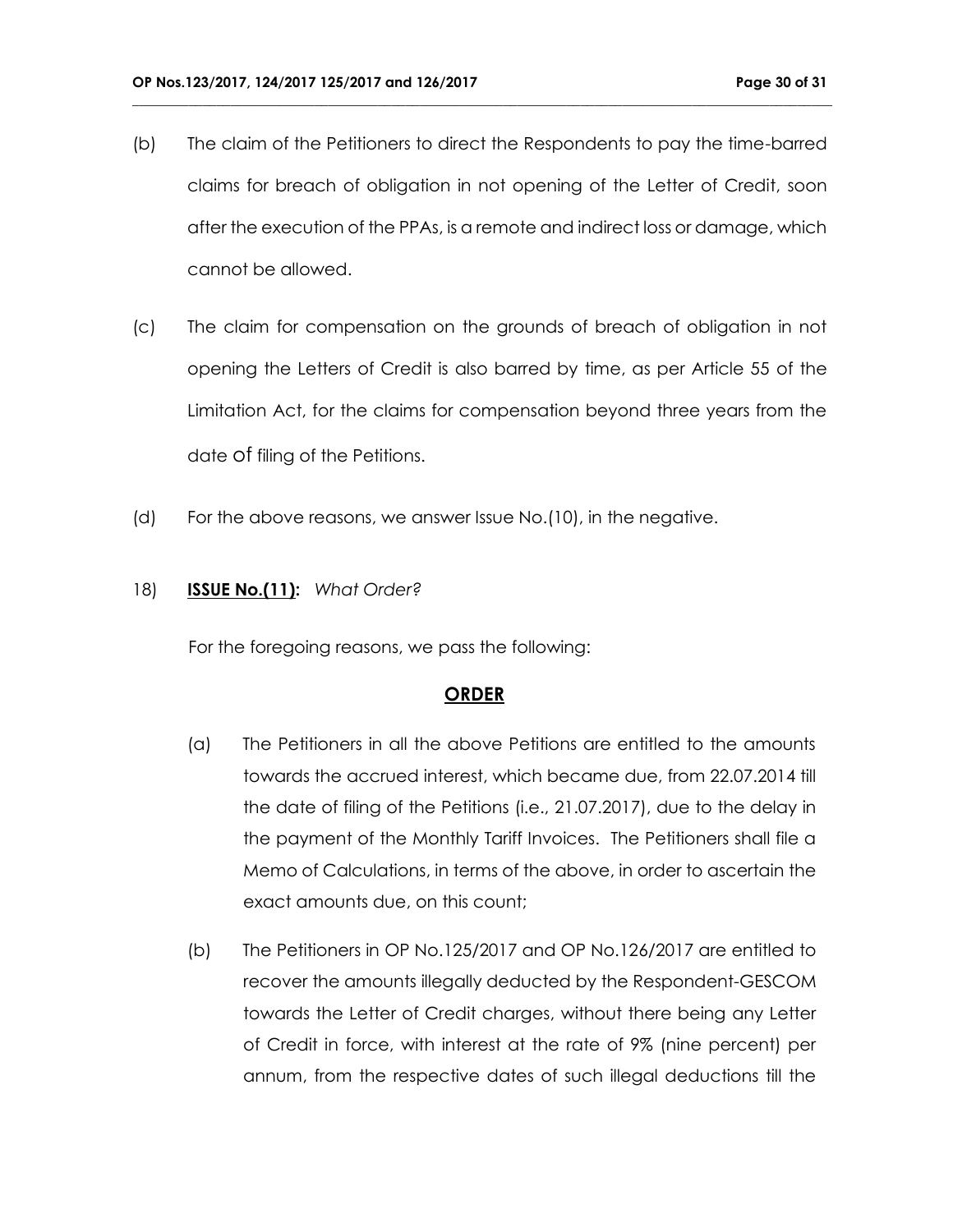(b) The claim of the Petitioners to direct the Respondents to pay the time-barred claims for breach of obligation in not opening of the Letter of Credit, soon after the execution of the PPAs, is a remote and indirect loss or damage, which cannot be allowed.

(c) The claim for compensation on the grounds of breach of obligation in not opening the Letters of Credit is also barred by time, as per Article 55 of the Limitation Act, for the claims for compensation beyond three years from the date of filing of the Petitions.

(d) For the above reasons, we answer Issue No.(10), in the negative.

18) **ISSUE No.(11):** *What Order?*

For the foregoing reasons, we pass the following:

## ORDER

(a) The Petitioners in all the above Petitions are entitled to the amounts towards the accrued interest, which became due, from 22.07.2014 till the date of filing of the Petitions (i.e., 21.07.2017), due to the delay in the payment of the Monthly Tariff Invoices. The Petitioners shall file a Memo of Calculations, in terms of the above, in order to ascertain the exact amounts due, on this count;

(b) The Petitioners in OP No.125/2017 and OP No.126/2017 are entitled to recover the amounts illegally deducted by the Respondent-GESCOM towards the Letter of Credit charges, without there being any Letter of Credit in force, with interest at the rate of 9% (nine percent) per annum, from the respective dates of such illegal deductions till the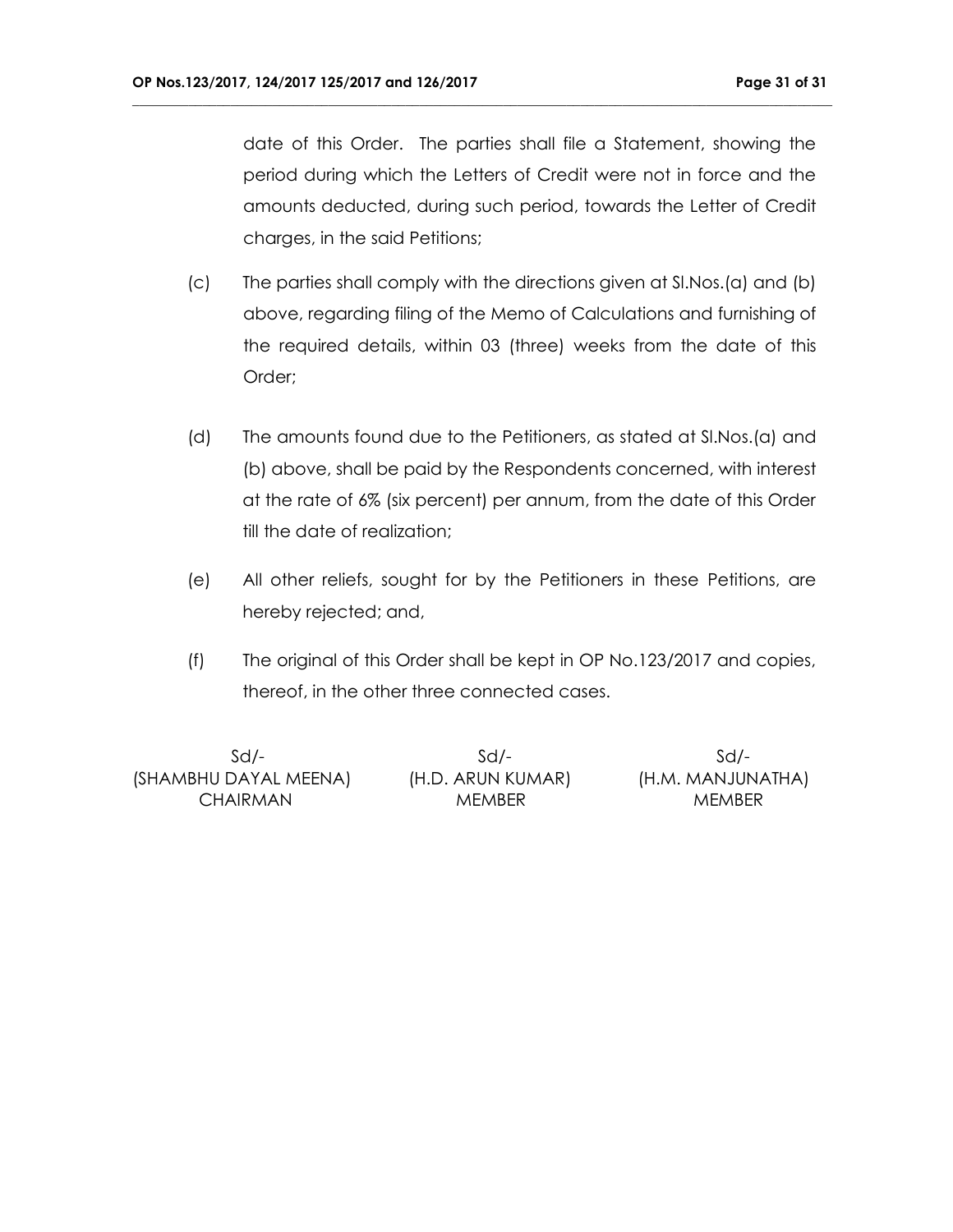date of this Order. The parties shall file a Statement, showing the period during which the Letters of Credit were not in force and the amounts deducted, during such period, towards the Letter of Credit charges, in the said Petitions;

(c) The parties shall comply with the directions given at Sl.Nos.(a) and (b) above, regarding filing of the Memo of Calculations and furnishing of the required details, within 03 (three) weeks from the date of this Order;

(d) The amounts found due to the Petitioners, as stated at Sl.Nos.(a) and (b) above, shall be paid by the Respondents concerned, with interest at the rate of 6% (six percent) per annum, from the date of this Order till the date of realization;

(e) All other reliefs, sought for by the Petitioners in these Petitions, are hereby rejected; and,

(f) The original of this Order shall be kept in OP No.123/2017 and copies, thereof, in the other three connected cases.

| | | |
|---|---|---|
| Sd/- | Sd/- | Sd/- |
| (SHAMBHU DAYAL MEENA) | (H.D. ARUN KUMAR) | (H.M. MANJUNATHA) |
| CHAIRMAN | MEMBER | MEMBER |